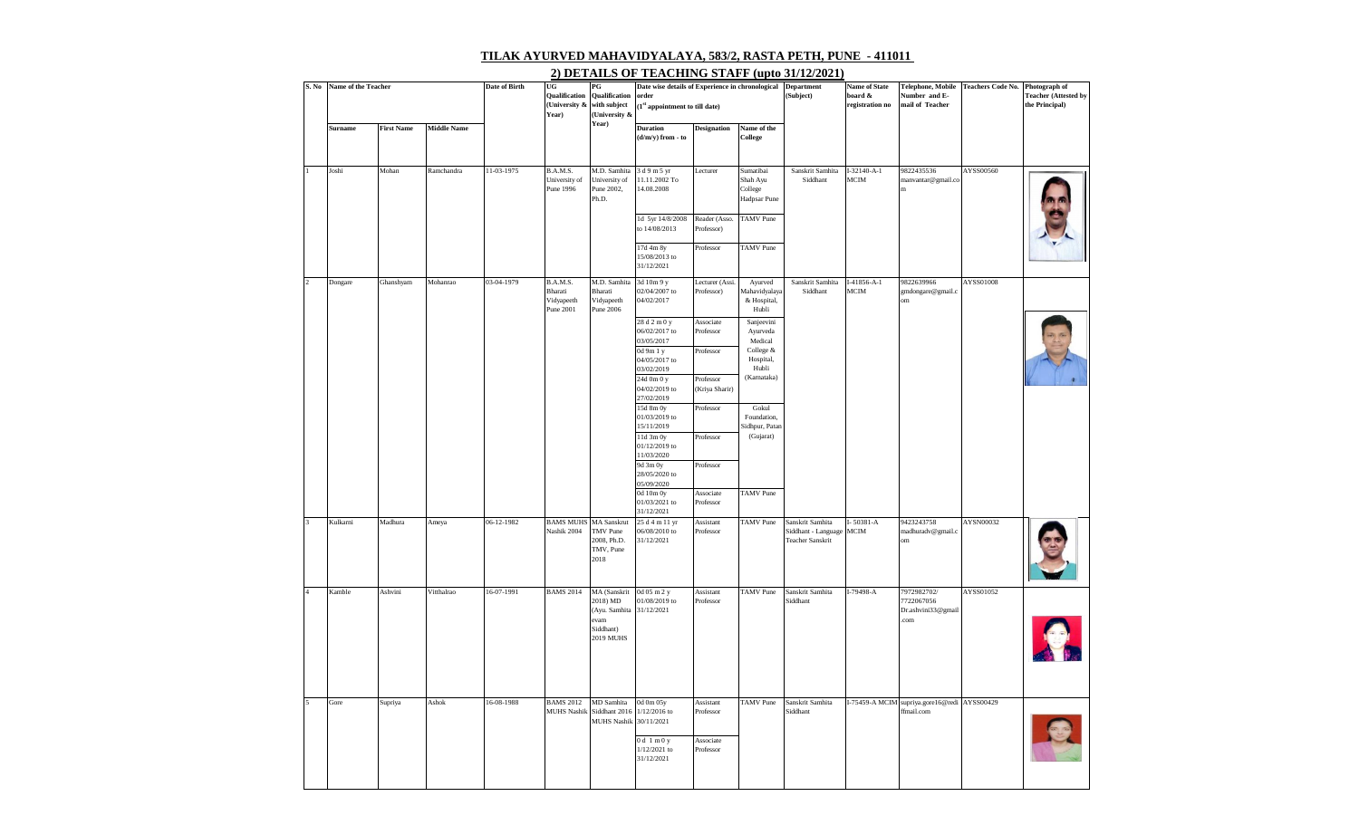# TILAK AYURVED MAHAVIDYALAYA, 583/2, RASTA PETH, PUNE - 411011

## 2) DETAILS OF TEACHING STAFF (upto 31/12/2021)

| S. No | Name of the Teacher | | | Date of Birth | UG Qualification (University & Year) | PG Qualification with subject (University & Year) | Date wise details of Experience in chronological order (1st appointment to till date) | | | Department (Subject) | Name of State board & registration no | Telephone, Mobile Number and E-mail of Teacher | Teachers Code No. | Photograph of Teacher (Attested by the Principal) |
|---|---|---|---|---|---|---|---|---|---|---|---|---|---|---|
| | Surname | First Name | Middle Name | | | | Duration (d/m/y) from - to | Designation | Name of the College | | | | | |
| 1 | Joshi | Mohan | Ramchandra | 11-03-1975 | B.A.M.S. University of Pune 1996 | M.D. Samhita University of Pune 2002, Ph.D. | 3 d 9 m 5 yr 11.11.2002 To 14.08.2008 | Lecturer | Sumatibai Shah Ayu College Hadpsar Pune | Sanskrit Samhita Siddhant | I-32140-A-1 MCIM | 9822435536 manvantar@gmail.com | AYSS00560 | |
| | | | | | | | 1d 5yr 14/8/2008 to 14/08/2013 | Reader (Asso. Professor) | TAMV Pune | | | | | |
| | | | | | | | 17d 4m 8y 15/08/2013 to 31/12/2021 | Professor | TAMV Pune | | | | | |
| 2 | Dongare | Ghanshyam | Mohanrao | 03-04-1979 | B.A.M.S. Bharati Vidyapeeth Pune 2001 | M.D. Samhita Bharati Vidyapeeth Pune 2006 | 3d 10m 9 y 02/04/2007 to 04/02/2017 | Lecturer (Assi. Professor) | Ayurved Mahavidyalaya & Hospital, Hubli | Sanskrit Samhita Siddhant | I-41856-A-1 MCIM | 9822639966 gmdongare@gmail.com | AYSS01008 | |
| | | | | | | | 28 d 2 m 0 y 06/02/2017 to 03/05/2017 | Associate Professor | Sanjeevini Ayurveda Medical College & Hospital, Hubli (Karnataka) | | | | | |
| | | | | | | | 0d 9m 1 y 04/05/2017 to 03/02/2019 | Professor | | | | | | |
| | | | | | | | 24d 0m 0 y 04/02/2019 to 27/02/2019 | Professor (Kriya Sharir) | | | | | | |
| | | | | | | | 15d 8m 0y 01/03/2019 to 15/11/2019 | Professor | Gokul Foundation, Sidhpur, Patan (Gujarat) | | | | | |
| | | | | | | | 11d 3m 0y 01/12/2019 to 11/03/2020 | Professor | | | | | | |
| | | | | | | | 9d 3m 0y 28/05/2020 to 05/09/2020 | Professor | | | | | | |
| | | | | | | | 0d 10m 0y 01/03/2021 to 31/12/2021 | Associate Professor | TAMV Pune | | | | | |
| 3 | Kulkarni | Madhura | Ameya | 06-12-1982 | BAMS MUHS Nashik 2004 | MA Sanskrut TMV Pune 2008, Ph.D. TMV, Pune 2018 | 25 d 4 m 11 yr 06/08/2010 to 31/12/2021 | Assistant Professor | TAMV Pune | Sanskrit Samhita Siddhant - Language Teacher Sanskrit | I- 50381-A MCIM | 9423243758 madhuradv@gmail.com | AYSN00032 | |
| 4 | Kamble | Ashvini | Vitthalrao | 16-07-1991 | BAMS 2014 | MA (Sanskrit 2018) MD (Ayu. Samhita evam Siddhant) 2019 MUHS | 0d 05 m 2 y 01/08/2019 to 31/12/2021 | Assistant Professor | TAMV Pune | Sanskrit Samhita Siddhant | I-79498-A | 7972982702/ 7722067056 Dr.ashvini33@gmail.com | AYSS01052 | |
| 5 | Gore | Supriya | Ashok | 16-08-1988 | BAMS 2012 MUHS Nashik | MD Samhita Siddhant 2016 MUHS Nashik | 0d 0m 05y 1/12/2016 to 30/11/2021 | Assistant Professor | TAMV Pune | Sanskrit Samhita Siddhant | I-75459-A MCIM | supriya.gore16@rediffmail.com | AYSS00429 | |
| | | | | | | | 0 d 1 m 0 y 1/12/2021 to 31/12/2021 | Associate Professor | | | | | | |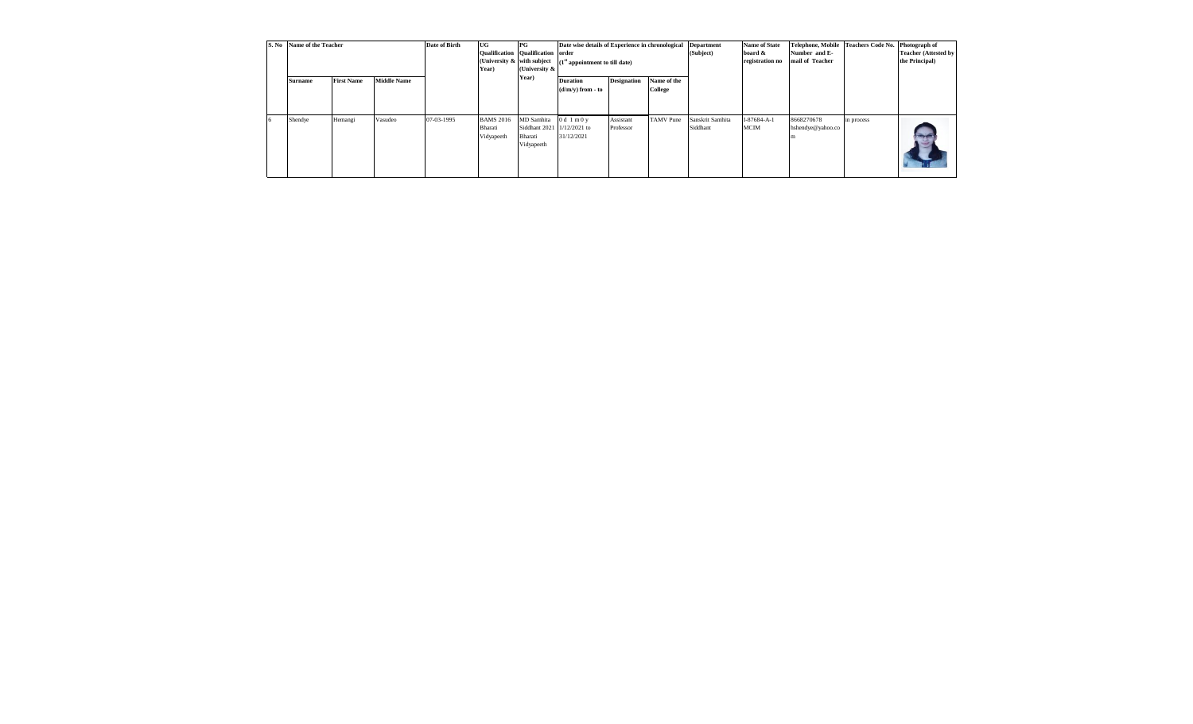| S. No | Name of the Teacher | | | Date of Birth | UG Qualification (University & Year) | PG Qualification with subject (University & Year) | Date wise details of Experience in chronological order (1[st] appointment to till date) | | | Department (Subject) | Name of State board & registration no | Telephone, Mobile Number and E-mail of Teacher | Teachers Code No. | Photograph of Teacher (Attested by the Principal) |
|---|---|---|---|---|---|---|---|---|---|---|---|---|---|---|
| | Surname | First Name | Middle Name | | | | Duration (d/m/y) from - to | Designation | Name of the College | | | | | |
| 6 | Shendye | Hemangi | Vasudeo | 07-03-1995 | BAMS 2016 Bharati Vidyapeeth | MD Samhita Siddhant 2021 Bharati Vidyapeeth | 0 d 1 m 0 y 1/12/2021 to 31/12/2021 | Assistant Professor | TAMV Pune | Sanskrit Samhita Siddhant | I-87684-A-1 MCIM | 8668270678 hshendye@yahoo.com | in process | |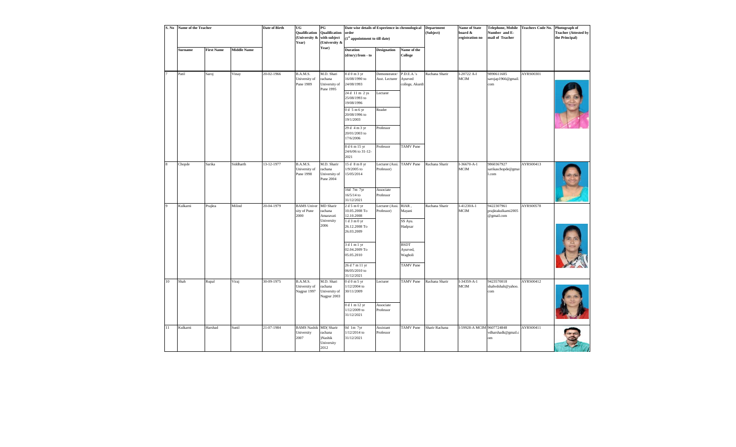| S. No | Name of the Teacher | | | Date of Birth | UG Qualification (University & Year) | PG Qualification with subject (University & Year) | Date wise details of Experience in chronological order (1st appointment to till date) | | | Department (Subject) | Name of State board & registration no | Telephone, Mobile Number and E-mail of Teacher | Teachers Code No. | Photograph of Teacher (Attested by the Principal) |
|---|---|---|---|---|---|---|---|---|---|---|---|---|---|---|
| | Surname | First Name | Middle Name | | | | Duration (d/m/y) from - to | Designation | Name of the College | | | | | |
| 7 | Patil | Saroj | Vinay | 20-02-1966 | B.A.M.S. University of Pune 1989 | M.D. Shari rachana University of Pune 1995 | 8 d 0 m 3 yr 16/08/1990 to 24/08/1993 | Demonstrator/ Asst. Lecturer | P.D.E.A.'s Ayurved college, Akurdi | Rachana Sharir | I-20722 A-I MCIM | 9890611685 sarojap1966@gmail.com | AYRS00301 | |
| | | | | | | | 24 d 11 m 2 ys 25/08/1993 to 19/08/1996 | Lecturer | | | | | | |
| | | | | | | | 0 d 5 m 6 yr 20/08/1996 to 19/1/2003 | Reader | | | | | | |
| | | | | | | | 29 d 4 m 3 yr 20/01/2003 to 17/6/2006 | Professor | | | | | | |
| | | | | | | | 8 d 6 m 15 yr 24/6/06 to 31-12-2021 | Professor | TAMV Pune | | | | | |
| 8 | Chopde | Sarika | Siddharth | 13-12-1977 | B.A.M.S. University of Pune 1998 | M.D. Sharir rachana University of Pune 2004 | 15 d 8 m 8 yr 1/9/2005 to 15/05/2014 | Lecturer (Assi. Professor) | TAMV Pune | Rachana Sharir | I-36670-A-1 MCIM | 9860367927 sarikaschopde@gmail.com | AYRS00413 | |
| | | | | | | | 16d 7m 7yr 16/5/14 to 31/12/2021 | Associate Professor | | | | | | |
| 9 | Kulkarni | Prajkta | Milind | 20-04-1979 | BAMS University of Pune 2000 | MD Sharir rachana Amaravati University 2006 | 2 d 5 m 0 yr 10.05.2008 To 12.10.2008 | Lecturer (Assi. Professor) | RIAR , Mayani | Rachana Sharir | I-41230A-1 MCIM | 9422307961 prajktakulkarni2005@gmail.com | AYRS00578 | |
| | | | | | | | 1 d 3 m 0 yr 26.12.2008 To 26.03.2009 | | SS Ayu. Hadpsar | | | | | |
| | | | | | | | 3 d 1 m 1 yr 02.04.2009 To 05.05.2010 | | BSDT Ayurved, Wagholi | | | | | |
| | | | | | | | 26 d 7 m 11 yr 06/05/2010 to 31/12/2021 | | TAMV Pune | | | | | |
| 10 | Shah | Rupal | Viraj | 30-09-1975 | B.A.M.S. University of Nagpur 1997 | M.D. Shari rachana University of Nagpur 2003 | 0 d 0 m 5 yr 1/12/2004 to 30/11/2009 | Lecturer | TAMV Pune | Rachana Sharir | I-34359-A-1 MCIM | 9423570018 shahvdshah@yahoo.com | AYRS00412 | |
| | | | | | | | 0 d 1 m 12 yr 1/12/2009 to 31/12/2021 | Associate Professor | | | | | | |
| 11 | Kulkarni | Harshad | Sunil | 21-07-1984 | BAMS Nashik University 2007 | MD( Sharir rachana )Nashik University 2012 | 0d 1m 7yr 1/12/2014 to 31/12/2021 | Assistant Professor | TAMV Pune | Sharir Rachana | I-59928-A MCIM | 9607724848 vdharshadk@gmail.com | AYRS00411 | |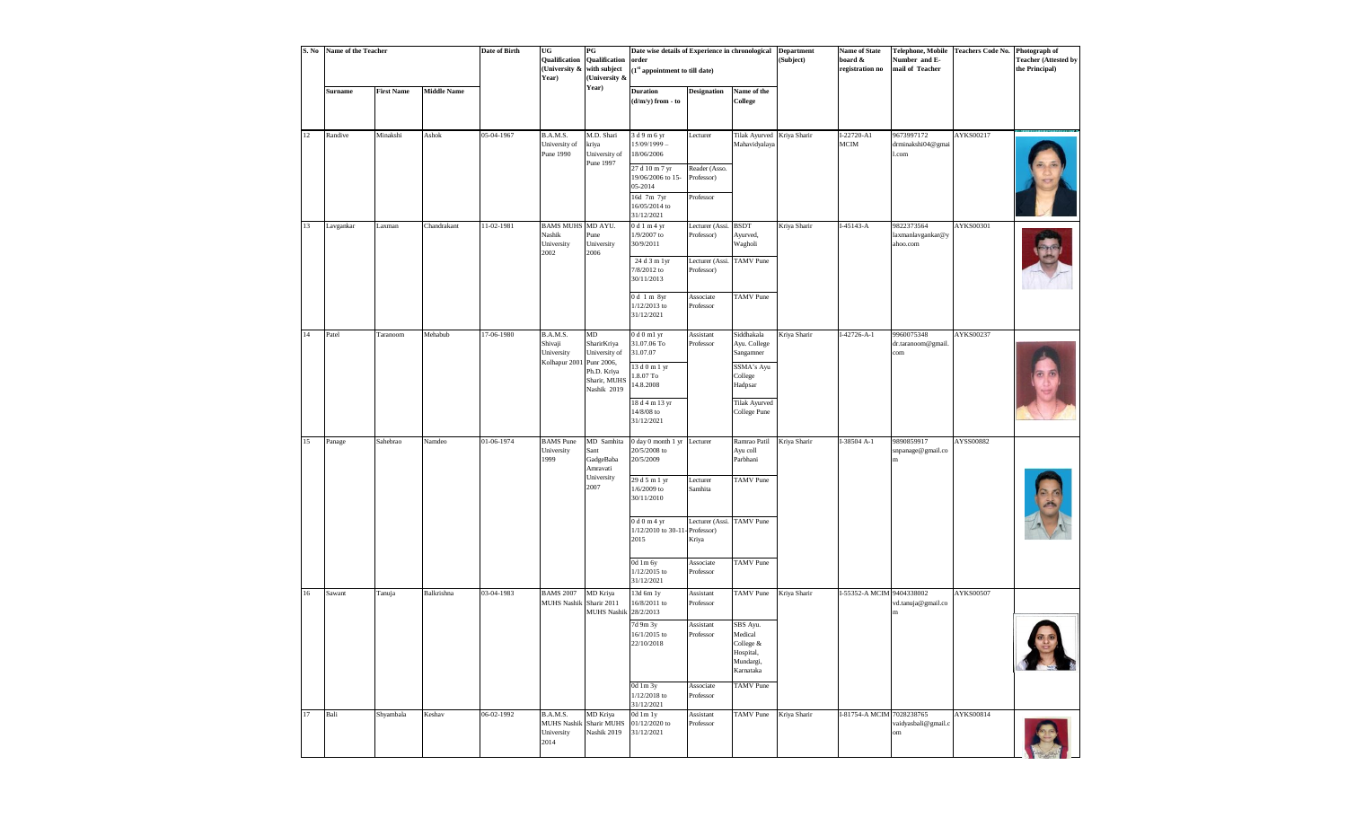| S. No | Name of the Teacher | | | Date of Birth | UG Qualification (University & Year) | PG Qualification with subject (University & Year) | Date wise details of Experience in chronological order (1st appointment to till date) | | | Department (Subject) | Name of State board & registration no | Telephone, Mobile Number and E-mail of Teacher | Teachers Code No. | Photograph of Teacher (Attested by the Principal) |
|---|---|---|---|---|---|---|---|---|---|---|---|---|---|---|
| | Surname | First Name | Middle Name | | | | Duration (d/m/y) from - to | Designation | Name of the College | | | | | |
| 12 | Randive | Minakshi | Ashok | 05-04-1967 | B.A.M.S. University of Pune 1990 | M.D. Shari kriya University of Pune 1997 | 3 d 9 m 6 yr 15/09/1999 – 18/06/2006 | Lecturer | Tilak Ayurved Mahavidyalaya | Kriya Sharir | I-22720-A1 MCIM | 9673997172 drminakshi04@gmail.com | AYKS00217 | |
| | | | | | | | 27 d 10 m 7 yr 19/06/2006 to 15-05-2014 | Reader (Asso. Professor) | | | | | | |
| | | | | | | | 16d 7m 7yr 16/05/2014 to 31/12/2021 | Professor | | | | | | |
| 13 | Lavgankar | Laxman | Chandrakant | 11-02-1981 | BAMS MUHS Nashik University 2002 | MD AYU. Pune University 2006 | 0 d 1 m 4 yr 1/9/2007 to 30/9/2011 | Lecturer (Assi. Professor) | BSDT Ayurved, Wagholi | Kriya Sharir | I-45143-A | 9822373564 laxmanlavgankar@yahoo.com | AYKS00301 | |
| | | | | | | | 24 d 3 m 1yr 7/8/2012 to 30/11/2013 | Lecturer (Assi. Professor) | TAMV Pune | | | | | |
| | | | | | | | 0 d 1 m 8yr 1/12/2013 to 31/12/2021 | Associate Professor | TAMV Pune | | | | | |
| 14 | Patel | Taranoom | Mehabub | 17-06-1980 | B.A.M.S. Shivaji University Kolhapur 2001 | MD SharirKriya University of Pune 2006, Ph.D. Kriya Sharir, MUHS Nashik 2019 | 0 d 0 m1 yr 31.07.06 To 31.07.07 | Assistant Professor | Siddhakala Ayu. College Sangamner | Kriya Sharir | I-42726-A-1 | 9960075348 dr.taranoom@gmail.com | AYKS00237 | |
| | | | | | | | 13 d 0 m 1 yr 1.8.07 To 14.8.2008 | | SSMA's Ayu College Hadpsar | | | | | |
| | | | | | | | 18 d 4 m 13 yr 14/8/08 to 31/12/2021 | | Tilak Ayurved College Pune | | | | | |
| 15 | Panage | Sahebrao | Namdeo | 01-06-1974 | BAMS Pune University 1999 | MD Samhita Sant GadgeBaba Amravati University 2007 | 0 day 0 month 1 yr 20/5/2008 to 20/5/2009 | Lecturer | Ramrao Patil Ayu coll Parbhani | Kriya Sharir | I-38504 A-1 | 9890859917 snpanage@gmail.com | AYSS00882 | |
| | | | | | | | 29 d 5 m 1 yr 1/6/2009 to 30/11/2010 | Lecturer Samhita | TAMV Pune | | | | | |
| | | | | | | | 0 d 0 m 4 yr 1/12/2010 to 30-11-2015 | Lecturer (Assi. Professor) Kriya | TAMV Pune | | | | | |
| | | | | | | | 0d 1m 6y 1/12/2015 to 31/12/2021 | Associate Professor | TAMV Pune | | | | | |
| 16 | Sawant | Tanuja | Balkrishna | 03-04-1983 | BAMS 2007 MUHS Nashik | MD Kriya Sharir 2011 MUHS Nashik | 13d 6m 1y 16/8/2011 to 28/2/2013 | Assistant Professor | TAMV Pune | Kriya Sharir | I-55352-A MCIM | 9404338002 vd.tanuja@gmail.com | AYKS00507 | |
| | | | | | | | 7d 9m 3y 16/1/2015 to 22/10/2018 | Assistant Professor | SBS Ayu. Medical College & Hospital, Mundargi, Karnataka | | | | | |
| | | | | | | | 0d 1m 3y 1/12/2018 to 31/12/2021 | Associate Professor | TAMV Pune | | | | | |
| 17 | Bali | Shyambala | Keshav | 06-02-1992 | B.A.M.S. MUHS Nashik University 2014 | MD Kriya Sharir MUHS Nashik 2019 | 0d 1m 1y 01/12/2020 to 31/12/2021 | Assistant Professor | TAMV Pune | Kriya Sharir | I-81754-A MCIM | 7028238765 vaidyasbali@gmail.com | AYKS00814 | |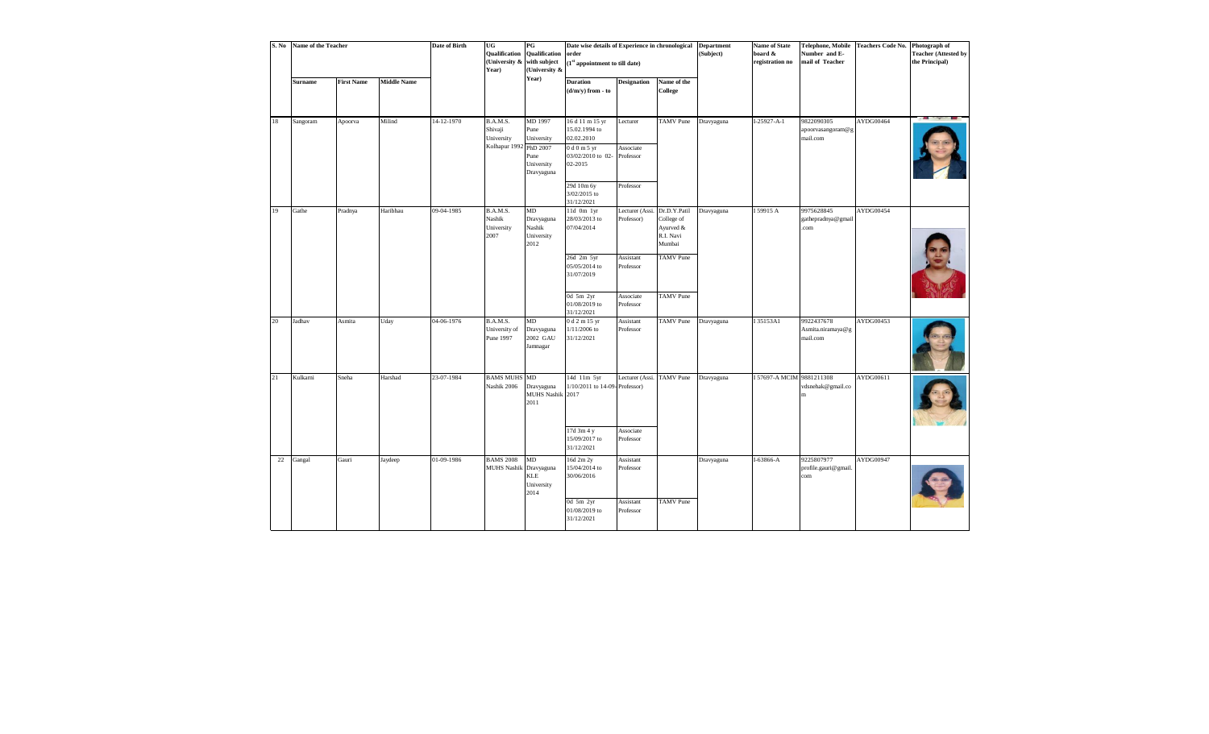| S. No | Name of the Teacher | | | Date of Birth | UG Qualification (University & Year) | PG Qualification with subject (University & Year) | Date wise details of Experience in chronological order (1[st] appointment to till date) | | | Department (Subject) | Name of State board & registration no | Telephone, Mobile Number and E-mail of Teacher | Teachers Code No. | Photograph of Teacher (Attested by the Principal) |
|---|---|---|---|---|---|---|---|---|---|---|---|---|---|---|
| | Surname | First Name | Middle Name | | | | Duration (d/m/y) from - to | Designation | Name of the College | | | | | |
| 18 | Sangoram | Apoorva | Milind | 14-12-1970 | B.A.M.S. Shivaji University Kolhapur 1992 | MD 1997 Pune University | 16 d 11 m 15 yr 15.02.1994 to 02.02.2010 | Lecturer | TAMV Pune | Dravyaguna | I-25927-A-1 | 9822090305 apoorvasangoram@gmail.com | AYDG00464 | |
| | | | | | | PhD 2007 Pune University Dravyaguna | 0 d 0 m 5 yr 03/02/2010 to 02-02-2015 | Associate Professor | | | | | | |
| | | | | | | | 29d 10m 6y 3/02/2015 to 31/12/2021 | Professor | | | | | | |
| 19 | Gathe | Pradnya | Haribhau | 09-04-1985 | B.A.M.S. Nashik University 2007 | MD Dravyaguna Nashik University 2012 | 11d 0m 1yr 28/03/2013 to 07/04/2014 | Lecturer (Assi. Professor) | Dr.D.Y.Patil College of Ayurved & R.I. Navi Mumbai | Dravyaguna | I 59915 A | 9975628845 gathepradnya@gmail.com | AYDG00454 | |
| | | | | | | | 26d 2m 5yr 05/05/2014 to 31/07/2019 | Assistant Professor | TAMV Pune | | | | | |
| | | | | | | | 0d 5m 2yr 01/08/2019 to 31/12/2021 | Associate Professor | TAMV Pune | | | | | |
| 20 | Jadhav | Asmita | Uday | 04-06-1976 | B.A.M.S. University of Pune 1997 | MD Dravyaguna 2002 GAU Jamnagar | 0 d 2 m 15 yr 1/11/2006 to 31/12/2021 | Assistant Professor | TAMV Pune | Dravyaguna | I 35153A1 | 9922437678 Asmita.niramaya@gmail.com | AYDG00453 | |
| 21 | Kulkarni | Sneha | Harshad | 23-07-1984 | BAMS MUHS Nashik 2006 | MD Dravyaguna MUHS Nashik 2011 | 14d 11m 5yr 1/10/2011 to 14-09-2017 | Lecturer (Assi. Professor) | TAMV Pune | Dravyaguna | I 57697-A MCIM | 9881211308 vdsnehak@gmail.com | AYDG00611 | |
| | | | | | | | 17d 3m 4 y 15/09/2017 to 31/12/2021 | Associate Professor | | | | | | |
| 22 | Gangal | Gauri | Jaydeep | 01-09-1986 | BAMS 2008 MUHS Nashik | MD Dravyaguna KLE University 2014 | 16d 2m 2y 15/04/2014 to 30/06/2016 | Assistant Professor | | Dravyaguna | I-63866-A | 9225807977 profile.gauri@gmail.com | AYDG00947 | |
| | | | | | | | 0d 5m 2yr 01/08/2019 to 31/12/2021 | Assistant Professor | TAMV Pune | | | | | |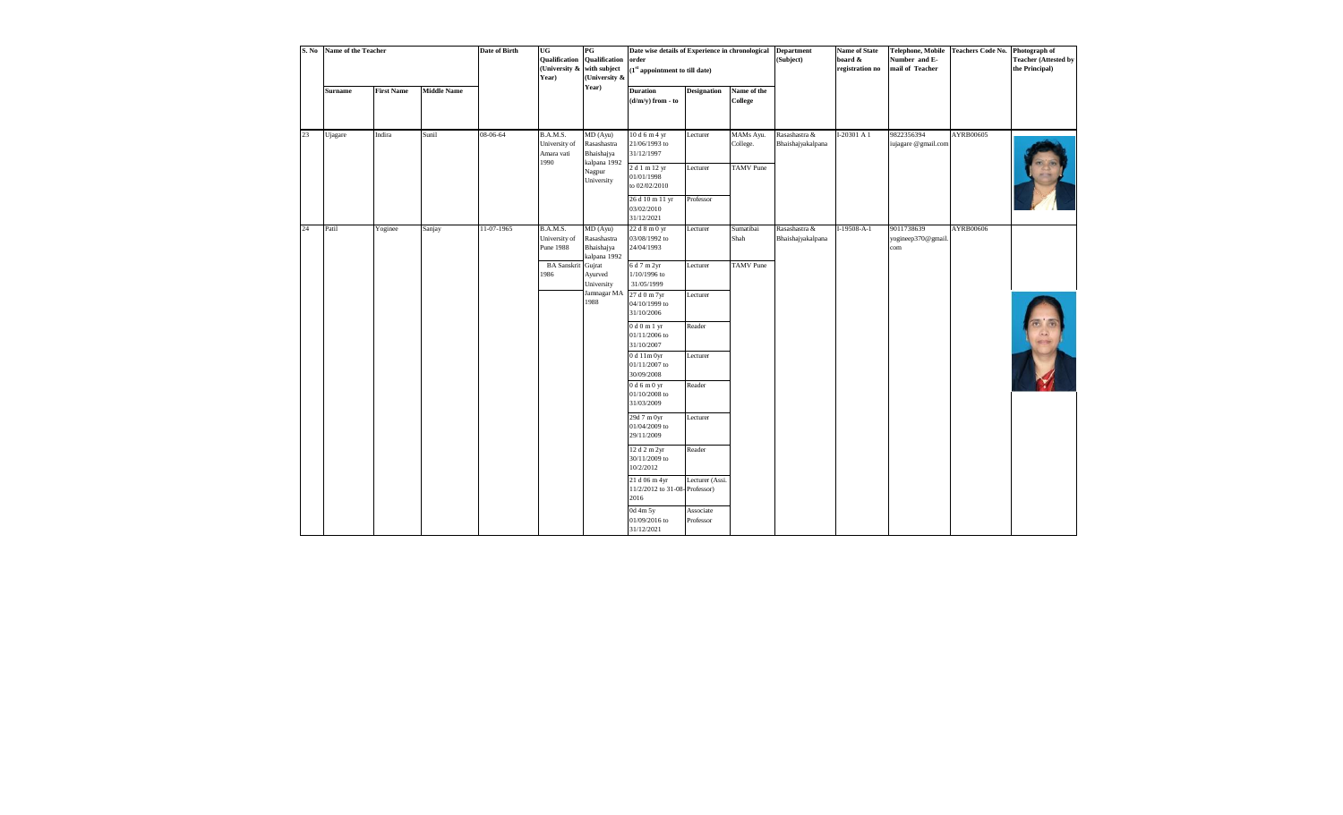| S. No | Name of the Teacher | | | Date of Birth | UG Qualification (University & Year) | PG Qualification with subject (University & Year) | Date wise details of Experience in chronological order (1st appointment to till date) | | | Department (Subject) | Name of State board & registration no | Telephone, Mobile Number and E-mail of Teacher | Teachers Code No. | Photograph of Teacher (Attested by the Principal) |
|---|---|---|---|---|---|---|---|---|---|---|---|---|---|---|
| | Surname | First Name | Middle Name | | | | Duration (d/m/y) from - to | Designation | Name of the College | | | | | |
| 23 | Ujagare | Indira | Sunil | 08-06-64 | B.A.M.S. University of Amara vati 1990 | MD (Ayu) Rasashastra Bhaishajya kalpana 1992 Nagpur University | 10 d 6 m 4 yr 21/06/1993 to 31/12/1997 | Lecturer | MAMs Ayu. College. | Rasashastra & Bhaishajyakalpana | I-20301 A 1 | 9822356394 iujagare @gmail.com | AYRB00605 | |
| | | | | | | | 2 d 1 m 12 yr 01/01/1998 to 02/02/2010 | Lecturer | TAMV Pune | | | | | |
| | | | | | | | 26 d 10 m 11 yr 03/02/2010 31/12/2021 | Professor | | | | | | |
| 24 | Patil | Yoginee | Sanjay | 11-07-1965 | B.A.M.S. University of Pune 1988 | MD (Ayu) Rasashastra Bhaishajya kalpana 1992 | 22 d 8 m 0 yr 03/08/1992 to 24/04/1993 | Lecturer | Sumatibai Shah | Rasashastra & Bhaishajyakalpana | I-19508-A-I | 9011738639 yogineep370@gmail.com | AYRB00606 | |
| | | | | | BA Sanskrit 1986 | Gujrat Ayurved University | 6 d 7 m 2yr 1/10/1996 to 31/05/1999 | Lecturer | TAMV Pune | | | | | |
| | | | | | | Jamnagar MA 1988 | 27 d 0 m 7yr 04/10/1999 to 31/10/2006 | Lecturer | | | | | | |
| | | | | | | | 0 d 0 m 1 yr 01/11/2006 to 31/10/2007 | Reader | | | | | | |
| | | | | | | | 0 d 11m 0yr 01/11/2007 to 30/09/2008 | Lecturer | | | | | | |
| | | | | | | | 0 d 6 m 0 yr 01/10/2008 to 31/03/2009 | Reader | | | | | | |
| | | | | | | | 29d 7 m 0yr 01/04/2009 to 29/11/2009 | Lecturer | | | | | | |
| | | | | | | | 12 d 2 m 2yr 30/11/2009 to 10/2/2012 | Reader | | | | | | |
| | | | | | | | 21 d 06 m 4yr 11/2/2012 to 31-08-2016 | Lecturer (Assi. Professor) | | | | | | |
| | | | | | | | 0d 4m 5y 01/09/2016 to 31/12/2021 | Associate Professor | | | | | | |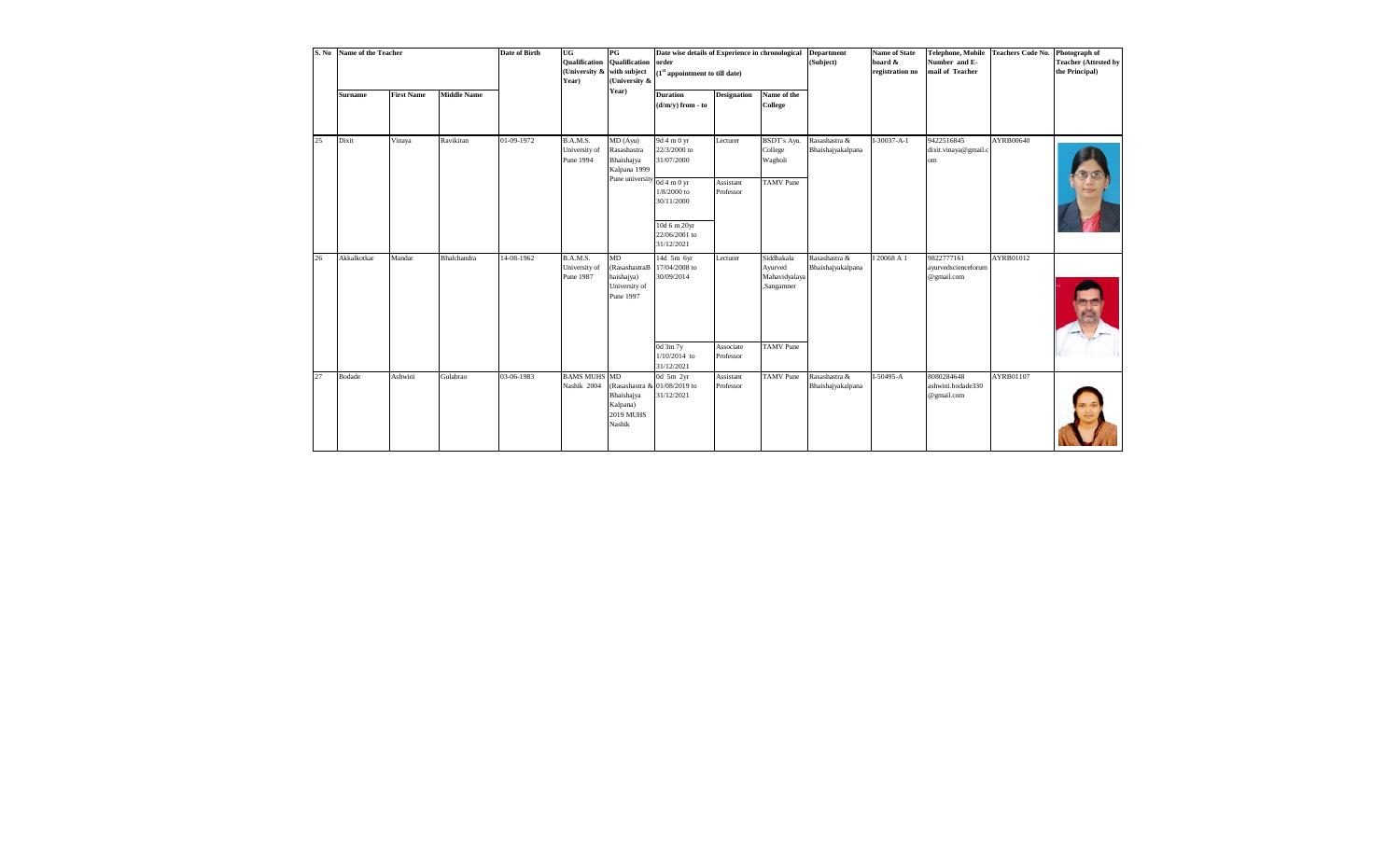| S. No | Name of the Teacher | | | Date of Birth | UG Qualification (University & Year) | PG Qualification with subject (University & Year) | Date wise details of Experience in chronological order (1st appointment to till date) | | | Department (Subject) | Name of State board & registration no | Telephone, Mobile Number and E-mail of Teacher | Teachers Code No. | Photograph of Teacher (Attested by the Principal) |
|---|---|---|---|---|---|---|---|---|---|---|---|---|---|---|
| | Surname | First Name | Middle Name | | | | Duration (d/m/y) from - to | Designation | Name of the College | | | | | |
| 25 | Dixit | Vinaya | Ravikiran | 01-09-1972 | B.A.M.S. University of Pune 1994 | MD (Ayu) Rasashastra Bhaishajya Kalpana 1999 Pune university | 9d 4 m 0 yr 22/3/2000 to 31/07/2000 | Lecturer | BSDT's Ayu. College Wagholi | Rasashastra & Bhaishajyakalpana | I-30037-A-1 | 9422516845 dixit.vinaya@gmail.com | AYRB00640 | |
| | | | | | | | 0d 4 m 0 yr 1/8/2000 to 30/11/2000 | Assistant Professor | TAMV Pune | | | | | |
| | | | | | | | 10d 6 m 20yr 22/06/2001 to 31/12/2021 | | | | | | | |
| 26 | Akkalkotkar | Mandar | Bhalchandra | 14-08-1962 | B.A.M.S. University of Pune 1987 | MD (RasashastraBhaishajya) University of Pune 1997 | 14d 5m 6yr 17/04/2008 to 30/09/2014 | Lecturer | Siddhakala Ayurved Mahavidyalaya ,Sangamner | Rasashastra & Bhaishajyakalpana | I 20068 A 1 | 9822777161 ayurvedscienceforum@gmail.com | AYRB01012 | |
| | | | | | | | 0d 3m 7y 1/10/2014 to 31/12/2021 | Associate Professor | TAMV Pune | | | | | |
| 27 | Bodade | Ashwini | Gulabrao | 03-06-1983 | BAMS MUHS Nashik 2004 | MD (Rasashastra & Bhaishajya Kalpana) 2019 MUHS Nashik | 0d 5m 2yr 01/08/2019 to 31/12/2021 | Assistant Professor | TAMV Pune | Rasashastra & Bhaishajyakalpana | I-50495-A | 8080284648 ashwini.bodade330@gmail.com | AYRB01107 | |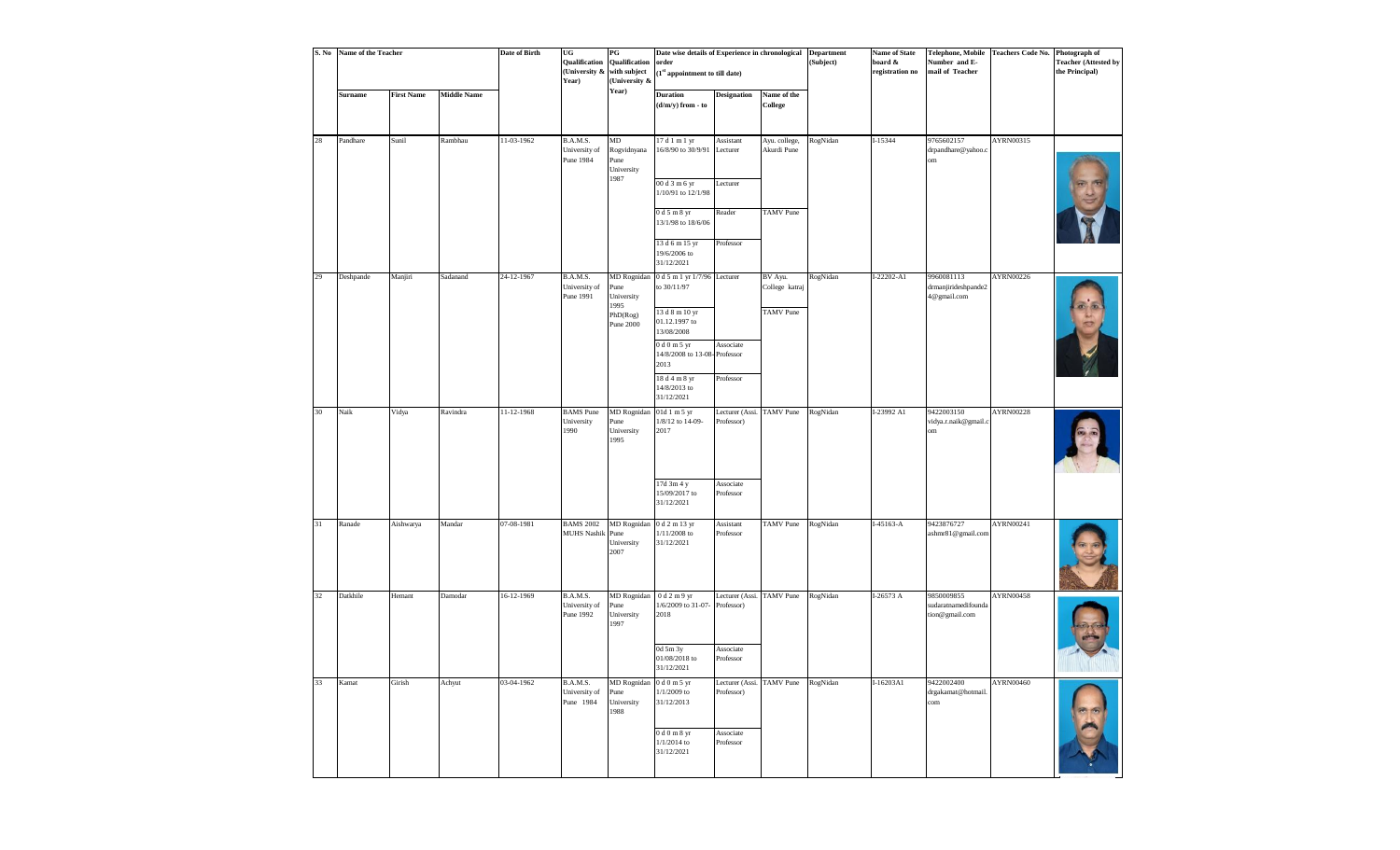| S. No | Name of the Teacher | | | Date of Birth | UG Qualification (University & Year) | PG Qualification with subject (University & Year) | Date wise details of Experience in chronological order (1st appointment to till date) | | | Department (Subject) | Name of State board & registration no | Telephone, Mobile Number and E-mail of Teacher | Teachers Code No. | Photograph of Teacher (Attested by the Principal) |
|---|---|---|---|---|---|---|---|---|---|---|---|---|---|---|
| | Surname | First Name | Middle Name | | | | Duration (d/m/y) from - to | Designation | Name of the College | | | | | |
| 28 | Pandhare | Sunil | Rambhau | 11-03-1962 | B.A.M.S. University of Pune 1984 | MD Rogvidnyana Pune University 1987 | 17 d 1 m 1 yr 16/8/90 to 30/9/91 | Assistant Lecturer | Ayu. college, Akurdi Pune | RogNidan | I-15344 | 9765602157 drpandhare@yahoo.com | AYRN00315 | |
| | | | | | | | 00 d 3 m 6 yr 1/10/91 to 12/1/98 | Lecturer | | | | | | |
| | | | | | | | 0 d 5 m 8 yr 13/1/98 to 18/6/06 | Reader | TAMV Pune | | | | | |
| | | | | | | | 13 d 6 m 15 yr 19/6/2006 to 31/12/2021 | Professor | | | | | | |
| 29 | Deshpande | Manjiri | Sadanand | 24-12-1967 | B.A.M.S. University of Pune 1991 | MD Rognidan Pune University 1995 PhD(Rog) Pune 2000 | 0 d 5 m 1 yr 1/7/96 to 30/11/97 | Lecturer | BV Ayu. College katraj | RogNidan | I-22202-A1 | 9960081113 drmanjirideshpande24@gmail.com | AYRN00226 | |
| | | | | | | | 13 d 8 m 10 yr 01.12.1997 to 13/08/2008 | | TAMV Pune | | | | | |
| | | | | | | | 0 d 0 m 5 yr 14/8/2008 to 13-08-2013 | Associate Professor | | | | | | |
| | | | | | | | 18 d 4 m 8 yr 14/8/2013 to 31/12/2021 | Professor | | | | | | |
| 30 | Naik | Vidya | Ravindra | 11-12-1968 | BAMS Pune University 1990 | MD Rognidan Pune University 1995 | 01d 1 m 5 yr 1/8/12 to 14-09-2017 | Lecturer (Assi. Professor) | TAMV Pune | RogNidan | I-23992 A1 | 9422003150 vidya.r.naik@gmail.com | AYRN00228 | |
| | | | | | | | 17d 3m 4 y 15/09/2017 to 31/12/2021 | Associate Professor | | | | | | |
| 31 | Ranade | Aishwarya | Mandar | 07-08-1981 | BAMS 2002 MUHS Nashik | MD Rognidan Pune University 2007 | 0 d 2 m 13 yr 1/11/2008 to 31/12/2021 | Assistant Professor | TAMV Pune | RogNidan | I-45163-A | 9423876727 ashmr81@gmail.com | AYRN00241 | |
| 32 | Datkhile | Hemant | Damodar | 16-12-1969 | B.A.M.S. University of Pune 1992 | MD Rognidan Pune University 1997 | 0 d 2 m 9 yr 1/6/2009 to 31-07-2018 | Lecturer (Assi. Professor) | TAMV Pune | RogNidan | I-26573 A | 9850009855 sudaratnamedifoundation@gmail.com | AYRN00458 | |
| | | | | | | | 0d 5m 3y 01/08/2018 to 31/12/2021 | Associate Professor | | | | | | |
| 33 | Kamat | Girish | Achyut | 03-04-1962 | B.A.M.S. University of Pune 1984 | MD Rognidan Pune University 1988 | 0 d 0 m 5 yr 1/1/2009 to 31/12/2013 | Lecturer (Assi. Professor) | TAMV Pune | RogNidan | I-16203A1 | 9422002400 drgakamat@hotmail.com | AYRN00460 | |
| | | | | | | | 0 d 0 m 8 yr 1/1/2014 to 31/12/2021 | Associate Professor | | | | | | |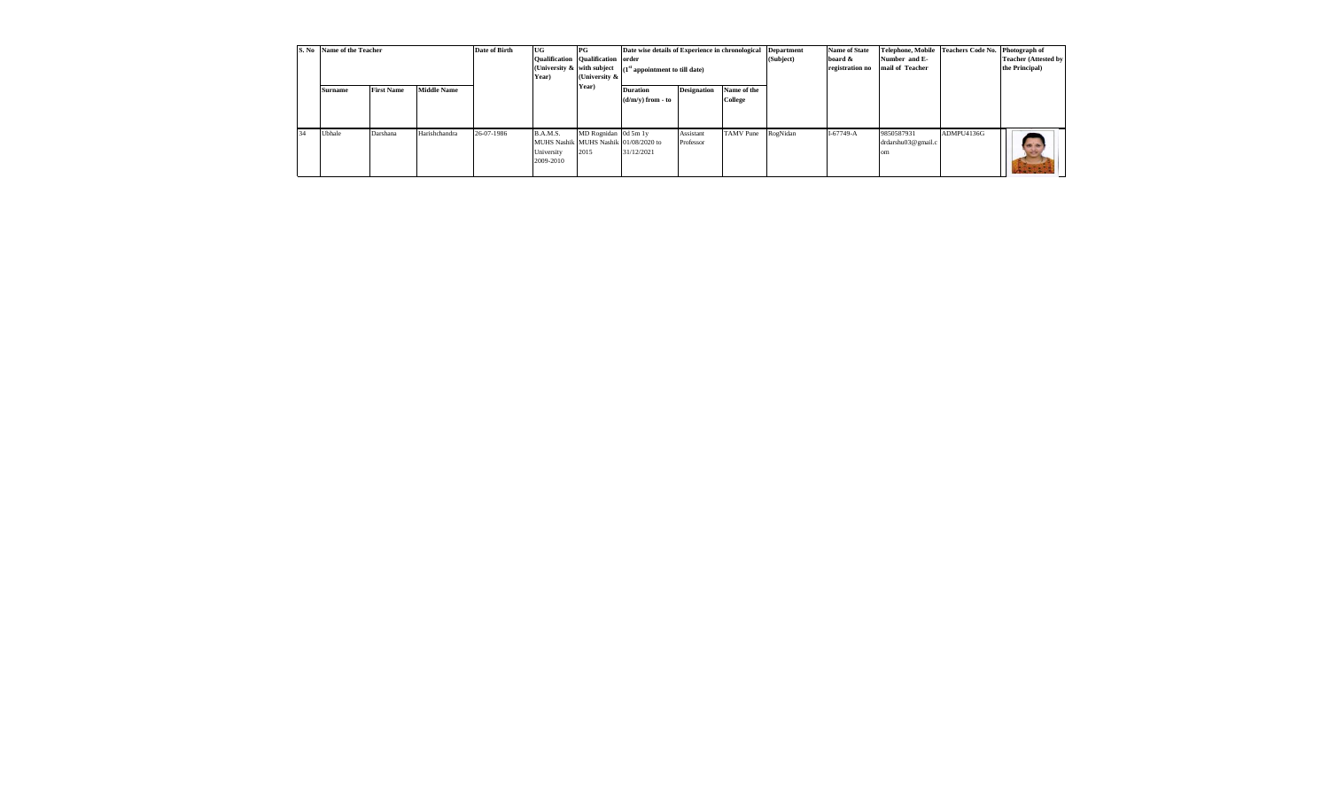| S. No | Name of the Teacher | | | Date of Birth | UG Qualification (University & Year) | PG Qualification with subject (University & Year) | Date wise details of Experience in chronological order (1[st] appointment to till date) | | | Department (Subject) | Name of State board & registration no | Telephone, Mobile Number and E-mail of Teacher | Teachers Code No. | Photograph of Teacher (Attested by the Principal) |
|---|---|---|---|---|---|---|---|---|---|---|---|---|---|---|
| | Surname | First Name | Middle Name | | | | Duration (d/m/y) from - to | Designation | Name of the College | | | | | |
| 34 | Ubhale | Darshana | Harishchandra | 26-07-1986 | B.A.M.S. MUHS Nashik University 2009-2010 | MD Rognidan MUHS Nashik 2015 | 0d 5m 1y 01/08/2020 to 31/12/2021 | Assistant Professor | TAMV Pune | RogNidan | I-67749-A | 9850587931 drdarshu03@gmail.com | ADMPU4136G | |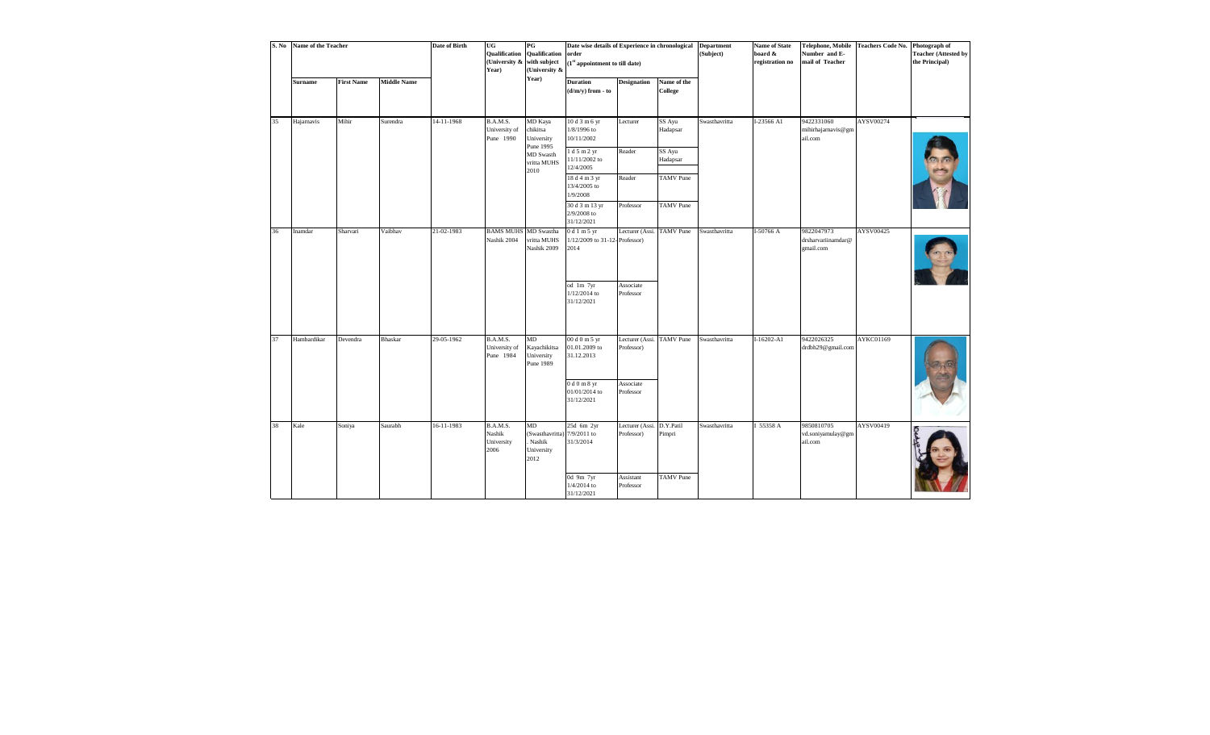| S. No | Name of the Teacher | | | Date of Birth | UG Qualification (University & Year) | PG Qualification with subject (University & Year) | Date wise details of Experience in chronological order (1st appointment to till date) | | | Department (Subject) | Name of State board & registration no | Telephone, Mobile Number and E-mail of Teacher | Teachers Code No. | Photograph of Teacher (Attested by the Principal) |
|---|---|---|---|---|---|---|---|---|---|---|---|---|---|---|
| | Surname | First Name | Middle Name | | | | Duration (d/m/y) from - to | Designation | Name of the College | | | | | |
| 35 | Hajarnavis | Mihir | Surendra | 14-11-1968 | B.A.M.S. University of Pune 1990 | MD Kaya chikitsa University Pune 1995 MD Swasth vritta MUHS 2010 | 10 d 3 m 6 yr 1/8/1996 to 10/11/2002 | Lecturer | SS Ayu Hadapsar | Swasthavritta | I-23566 A1 | 9422331060 mihirhajarnavis@gmail.com | AYSV00274 | |
| | | | | | | | 1 d 5 m 2 yr 11/11/2002 to 12/4/2005 | Reader | SS Ayu Hadapsar | | | | | |
| | | | | | | | 18 d 4 m 3 yr 13/4/2005 to 1/9/2008 | Reader | TAMV Pune | | | | | |
| | | | | | | | 30 d 3 m 13 yr 2/9/2008 to 31/12/2021 | Professor | TAMV Pune | | | | | |
| 36 | Inamdar | Sharvari | Vaibhav | 21-02-1983 | BAMS MUHS Nashik 2004 | MD Swastha vritta MUHS Nashik 2009 | 0 d 1 m 5 yr 1/12/2009 to 31-12-2014 | Lecturer (Assi. Professor) | TAMV Pune | Swasthavritta | I-50766 A | 9822047973 drsharvariinamdar@gmail.com | AYSV00425 | |
| | | | | | | | od 1m 7yr 1/12/2014 to 31/12/2021 | Associate Professor | | | | | | |
| 37 | Hambardikar | Devendra | Bhaskar | 29-05-1962 | B.A.M.S. University of Pune 1984 | MD Kayachikitsa University Pune 1989 | 00 d 0 m 5 yr 01.01.2009 to 31.12.2013 | Lecturer (Assi. Professor) | TAMV Pune | Swasthavritta | I-16202-A1 | 9422026325 drdbh29@gmail.com | AYKC01169 | |
| | | | | | | | 0 d 0 m 8 yr 01/01/2014 to 31/12/2021 | Associate Professor | | | | | | |
| 38 | Kale | Soniya | Saurabh | 16-11-1983 | B.A.M.S. Nashik University 2006 | MD (Swasthavritta) . Nashik University 2012 | 25d 6m 2yr 7/9/2011 to 31/3/2014 | Lecturer (Assi. Professor) | D.Y.Patil Pimpri | Swasthavritta | I 55358 A | 9850810705 vd.soniyamulay@gmail.com | AYSV00419 | |
| | | | | | | | 0d 9m 7yr 1/4/2014 to 31/12/2021 | Assistant Professor | TAMV Pune | | | | | |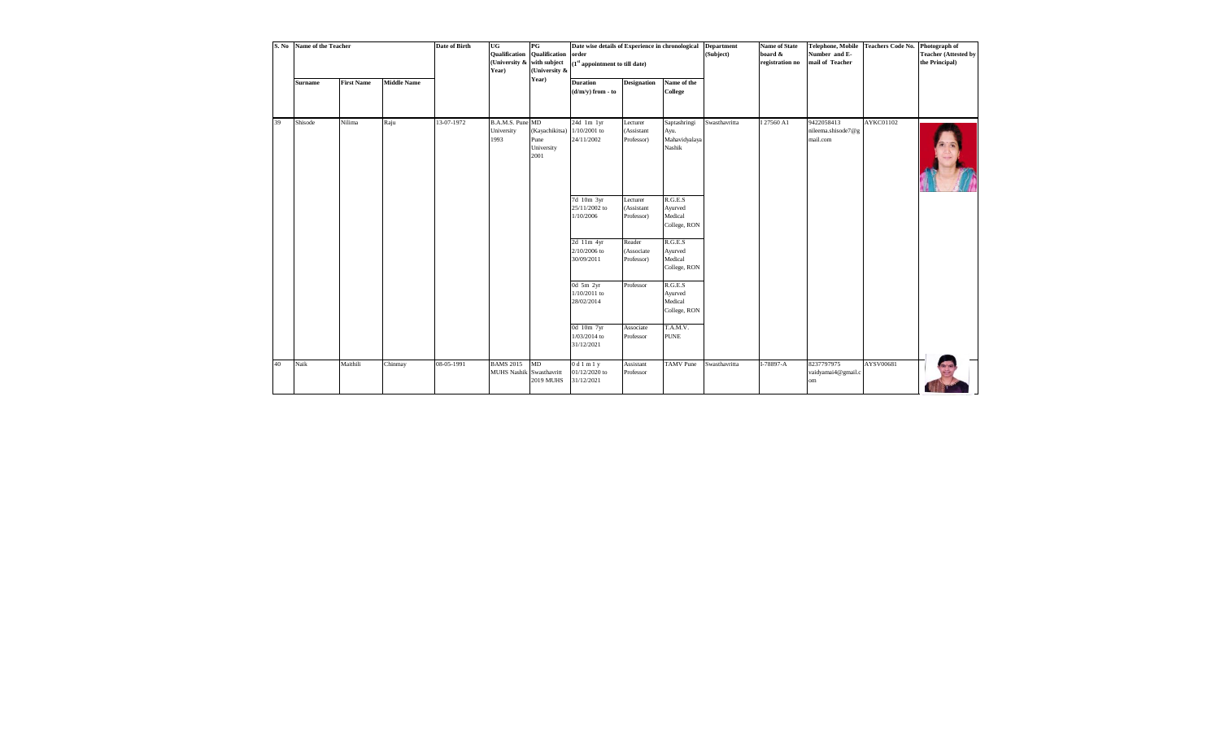| S. No | Name of the Teacher | | | Date of Birth | UG Qualification (University & Year) | PG Qualification with subject (University & Year) | Date wise details of Experience in chronological order (1st appointment to till date) | | | Department (Subject) | Name of State board & registration no | Telephone, Mobile Number and E-mail of Teacher | Teachers Code No. | Photograph of Teacher (Attested by the Principal) |
|---|---|---|---|---|---|---|---|---|---|---|---|---|---|---|
| | Surname | First Name | Middle Name | | | | Duration (d/m/y) from - to | Designation | Name of the College | | | | | |
| 39 | Shisode | Nilima | Raju | 13-07-1972 | B.A.M.S. Pune University 1993 | MD (Kayachikitsa) Pune University 2001 | 24d 1m 1yr 1/10/2001 to 24/11/2002 | Lecturer (Assistant Professor) | Saptashringi Ayu. Mahavidyalaya Nashik | Swasthavritta | I 27560 A1 | 9422058413 nileema.shisode7@gmail.com | AYKC01102 | |
| | | | | | | | 7d 10m 3yr 25/11/2002 to 1/10/2006 | Lecturer (Assistant Professor) | R.G.E.S Ayurved Medical College, RON | | | | | |
| | | | | | | | 2d 11m 4yr 2/10/2006 to 30/09/2011 | Reader (Associate Professor) | R.G.E.S Ayurved Medical College, RON | | | | | |
| | | | | | | | 0d 5m 2yr 1/10/2011 to 28/02/2014 | Professor | R.G.E.S Ayurved Medical College, RON | | | | | |
| | | | | | | | 0d 10m 7yr 1/03/2014 to 31/12/2021 | Associate Professor | T.A.M.V. PUNE | | | | | |
| 40 | Naik | Maithili | Chinmay | 08-05-1991 | BAMS 2015 MUHS Nashik | MD Swasthavritt 2019 MUHS | 0 d 1 m 1 y 01/12/2020 to 31/12/2021 | Assistant Professor | TAMV Pune | Swasthavritta | I-78897-A | 8237797975 vaidyamai4@gmail.com | AYSV00681 | |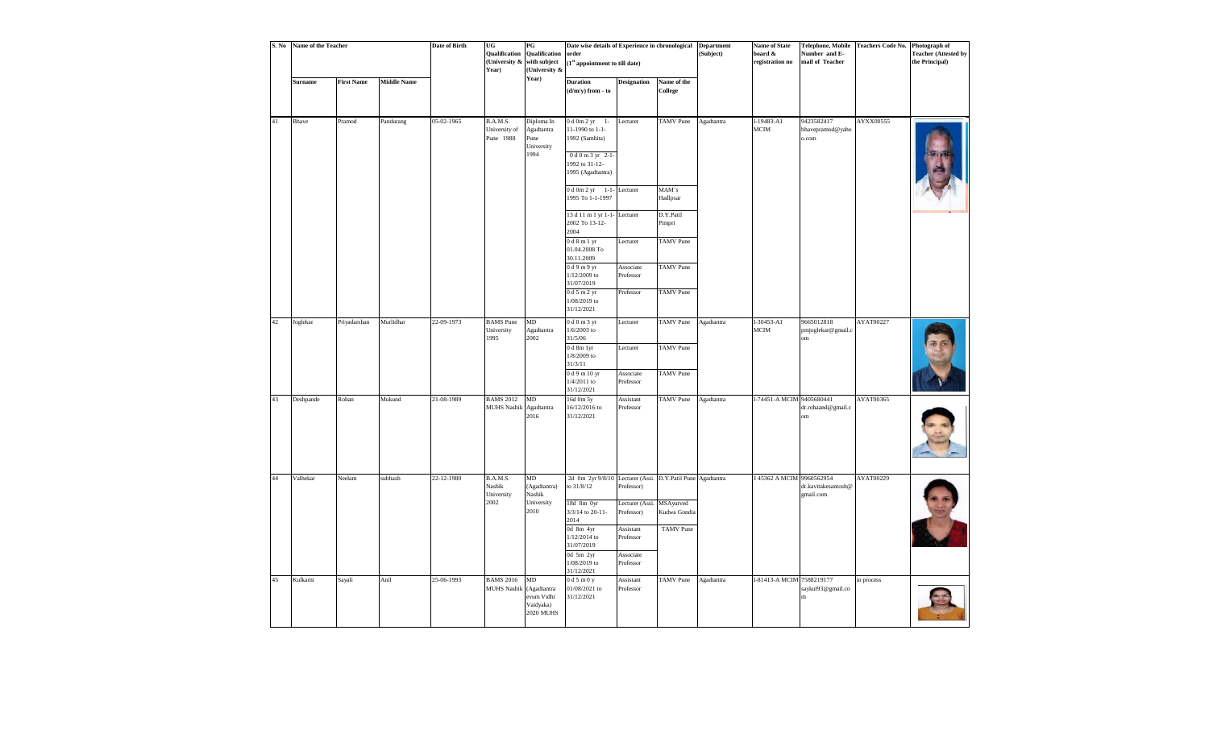| S. No | Name of the Teacher | | | Date of Birth | UG Qualification (University & Year) | PG Qualification with subject (University & Year) | Date wise details of Experience in chronological order (1st appointment to till date) | | | Department (Subject) | Name of State board & registration no | Telephone, Mobile Number and E-mail of Teacher | Teachers Code No. | Photograph of Teacher (Attested by the Principal) |
|---|---|---|---|---|---|---|---|---|---|---|---|---|---|---|
| | Surname | First Name | Middle Name | | | | Duration (d/m/y) from - to | Designation | Name of the College | | | | | |
| 41 | Bhave | Pramod | Pandurang | 05-02-1965 | B.A.M.S. University of Pune 1988 | Diploma In Agadtantra Pune University 1994 | 0 d 0m 2 yr 1-11-1990 to 1-1-1992 (Samhita) | Lecturer | TAMV Pune | Agadtantra | I-19483-A1 MCIM | 9423582417 bhavepramod@yahoo.com | AYXX00555 | |
| | | | | | | | 0 d 0 m 3 yr 2-1-1992 to 31-12-1995 (Agadtantra) | | | | | | | |
| | | | | | | | 0 d 0m 2 yr 1-1-1995 To 1-1-1997 | Lecturer | MAM's Hadlpsar | | | | | |
| | | | | | | | 13 d 11 m 1 yr 1-1-2002 To 13-12-2004 | Lecturer | D.Y.Patil Pimpri | | | | | |
| | | | | | | | 0 d 8 m 1 yr 01.04.2008 To 30.11.2009 | Lecturer | TAMV Pune | | | | | |
| | | | | | | | 0 d 9 m 9 yr 1/12/2009 to 31/07/2019 | Associate Professor | TAMV Pune | | | | | |
| | | | | | | | 0 d 5 m 2 yr 1/08/2019 to 31/12/2021 | Professor | TAMV Pune | | | | | |
| 42 | Joglekar | Priyadarshan | Murlidhar | 22-09-1973 | BAMS Pune University 1995 | MD Agadtantra 2002 | 0 d 0 m 3 yr 1/6/2003 to 31/5/06 | Lecturer | TAMV Pune | Agadtantra | I-30453-A1 MCIM | 9665012818 pmjoglekar@gmail.com | AYAT00227 | |
| | | | | | | | 0 d 8m 1yr 1/8/2009 to 31/3/11 | Lecturer | TAMV Pune | | | | | |
| | | | | | | | 0 d 9 m 10 yr 1/4/2011 to 31/12/2021 | Associate Professor | TAMV Pune | | | | | |
| 43 | Deshpande | Rohan | Mukund | 21-08-1989 | BAMS 2012 MUHS Nashik | MD Agadtantra 2016 | 16d 0m 5y 16/12/2016 to 31/12/2021 | Assistant Professor | TAMV Pune | Agadtantra | I-74451-A MCIM | 9405680441 dr.rohaand@gmail.com | AYAT00365 | |
| 44 | Valhekar | Neelam | subhash | 22-12-1980 | B.A.M.S. Nashik University 2002 | MD (Agadtantra) Nashik University 2010 | 2d 0m 2yr 9/8/10 to 31/8/12 | Lecturer (Assi. Professor) | D.Y.Patil Pune | Agadtantra | I 45362 A MCIM | 9960562954 dr.kavitakesantosh@gmail.com | AYAT00229 | |
| | | | | | | | 18d 8m 0yr 3/3/14 to 20-11-2014 | Lecturer (Assi. Professor) | MSAyurved Kudwa Gondia | | | | | |
| | | | | | | | 0d 8m 4yr 1/12/2014 to 31/07/2019 | Assistant Professor | TAMV Pune | | | | | |
| | | | | | | | 0d 5m 2yr 1/08/2019 to 31/12/2021 | Associate Professor | | | | | | |
| 45 | Kulkarni | Sayali | Anil | 25-06-1993 | BAMS 2016 MUHS Nashik | MD (Agadtantra evum Vidhi Vaidyaka) 2020 MUHS | 0 d 5 m 0 y 01/08/2021 to 31/12/2021 | Assistant Professor | TAMV Pune | Agadtantra | I-81413-A MCIM | 7588219177 saykul93@gmail.com | in process | |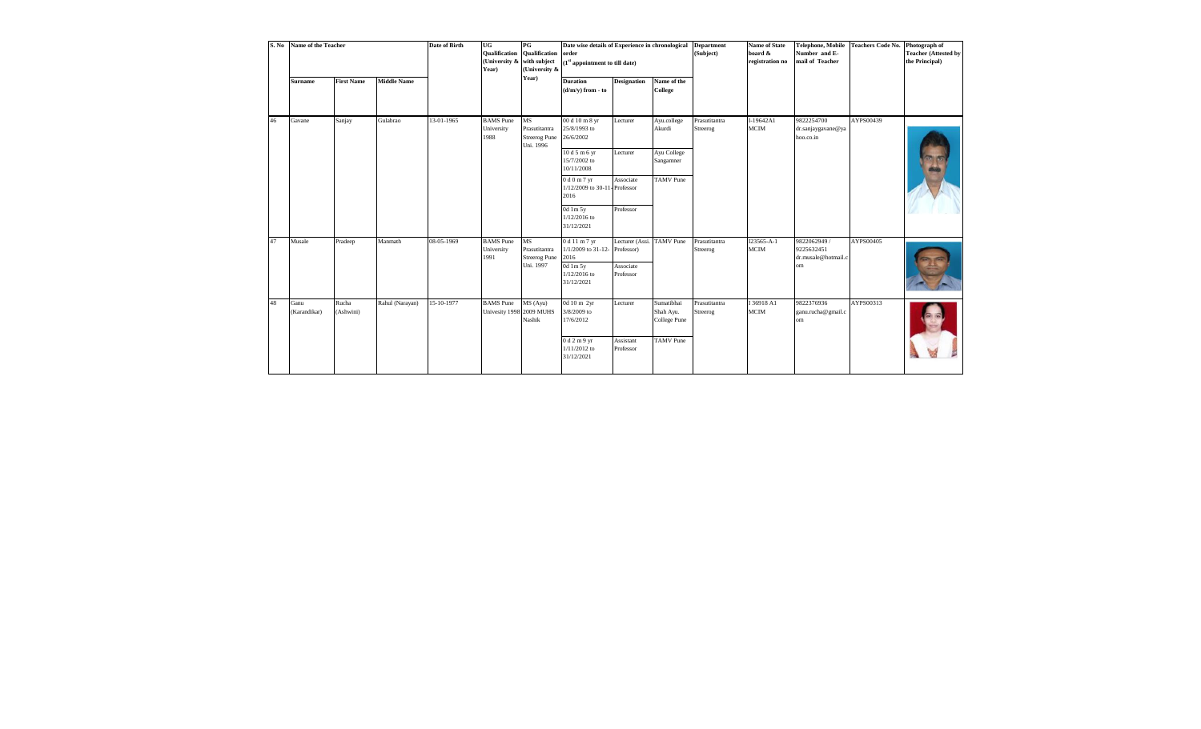| S. No | Name of the Teacher | | | Date of Birth | UG Qualification (University & Year) | PG Qualification with subject (University & Year) | Date wise details of Experience in chronological order (1st appointment to till date) | | | Department (Subject) | Name of State board & registration no | Telephone, Mobile Number and E-mail of Teacher | Teachers Code No. | Photograph of Teacher (Attested by the Principal) |
|---|---|---|---|---|---|---|---|---|---|---|---|---|---|---|
| | Surname | First Name | Middle Name | | | | Duration (d/m/y) from - to | Designation | Name of the College | | | | | |
| 46 | Gavane | Sanjay | Gulabrao | 13-01-1965 | BAMS Pune University 1988 | MS Prasutitantra Streerog Pune Uni. 1996 | 00 d 10 m 8 yr 25/8/1993 to 26/6/2002 | Lecturer | Ayu.college Akurdi | Prasutitantra Streerog | I-19642A1 MCIM | 9822254700 dr.sanjaygavane@yahoo.co.in | AYPS00439 | |
| | | | | | | | 10 d 5 m 6 yr 15/7/2002 to 10/11/2008 | Lecturer | Ayu College Sangamner | | | | | |
| | | | | | | | 0 d 0 m 7 yr 1/12/2009 to 30-11-2016 | Associate Professor | TAMV Pune | | | | | |
| | | | | | | | 0d 1m 5y 1/12/2016 to 31/12/2021 | Professor | | | | | | |
| 47 | Musale | Pradeep | Manmath | 08-05-1969 | BAMS Pune University 1991 | MS Prasutitantra Streerog Pune Uni. 1997 | 0 d 11 m 7 yr 1/1/2009 to 31-12-2016 | Lecturer (Assi. Professor) | TAMV Pune | Prasutitantra Streerog | I23565-A-1 MCIM | 9822062949 / 9225632451 dr.musale@hotmail.com | AYPS00405 | |
| | | | | | | | 0d 1m 5y 1/12/2016 to 31/12/2021 | Associate Professor | | | | | | |
| 48 | Ganu (Karandikar) | Rucha (Ashwini) | Rahul (Narayan) | 15-10-1977 | BAMS Pune Univesity 1998 | MS (Ayu) 2009 MUHS Nashik | 0d 10 m 2yr 3/8/2009 to 17/6/2012 | Lecturer | Sumatibhai Shah Ayu. College Pune | Prasutitantra Streerog | I 36918 A1 MCIM | 9822376936 ganu.rucha@gmail.com | AYPS00313 | |
| | | | | | | | 0 d 2 m 9 yr 1/11/2012 to 31/12/2021 | Assistant Professor | TAMV Pune | | | | | |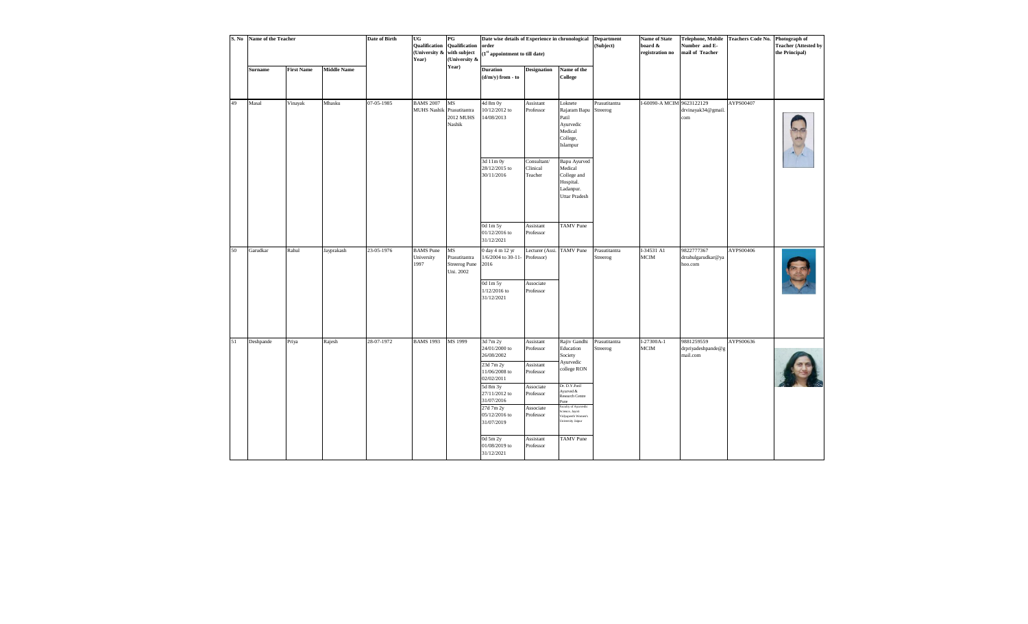| S. No | Name of the Teacher | | | Date of Birth | UG Qualification (University & Year) | PG Qualification with subject (University & Year) | Date wise details of Experience in chronological order (1st appointment to till date) | | | Department (Subject) | Name of State board & registration no | Telephone, Mobile Number and E-mail of Teacher | Teachers Code No. | Photograph of Teacher (Attested by the Principal) |
|---|---|---|---|---|---|---|---|---|---|---|---|---|---|---|
| | Surname | First Name | Middle Name | | | | Duration (d/m/y) from - to | Designation | Name of the College | | | | | |
| 49 | Masal | Vinayak | Mhasku | 07-05-1985 | BAMS 2007 MUHS Nashik | MS Prasutitantra 2012 MUHS Nashik | 4d 8m 0y 10/12/2012 to 14/08/2013 | Assistant Professor | Loknete Rajaram Bapu Patil Ayurvedic Medical College, Islampur | Prasutitantra Streerog | I-60090-A MCIM | 9623122129 drvinayak34@gmail.com | AYPS00407 | |
| | | | | | | | 3d 11m 0y 28/12/2015 to 30/11/2016 | Consultant/ Clinical Teacher | Bapu Ayurved Medical College and Hospital. Ladanpur. Uttar Pradesh | | | | | |
| | | | | | | | 0d 1m 5y 01/12/2016 to 31/12/2021 | Assistant Professor | TAMV Pune | | | | | |
| 50 | Garudkar | Rahul | Jayprakash | 23-05-1976 | BAMS Pune University 1997 | MS Prasutitantra Streerog Pune Uni. 2002 | 0 day 4 m 12 yr 1/6/2004 to 30-11-2016 | Lecturer (Assi. Professor) | TAMV Pune | Prasutitantra Streerog | I-34531 A1 MCIM | 9822777367 drrahulgarudkar@yahoo.com | AYPS00406 | |
| | | | | | | | 0d 1m 5y 1/12/2016 to 31/12/2021 | Associate Professor | | | | | | |
| 51 | Deshpande | Priya | Rajesh | 28-07-1972 | BAMS 1993 | MS 1999 | 3d 7m 2y 24/01/2000 to 26/08/2002 | Assistant Professor | Rajiv Gandhi Education Society Ayurvedic college RON | Prasutitantra Streerog | I-27300A-1 MCIM | 9881259559 drpriyadeshpande@gmail.com | AYPS00636 | |
| | | | | | | | 23d 7m 2y 11/06/2008 to 02/02/2011 | Assistant Professor | | | | | | |
| | | | | | | | 5d 8m 3y 27/11/2012 to 31/07/2016 | Associate Professor | Dr. D.Y. Patil Ayurved & Research Centre Pune | | | | | |
| | | | | | | | 27d 7m 2y 05/12/2016 to 31/07/2019 | Associate Professor | Faculty of Ayurvedic Science, Jayoti Vidyapeeth Women's University Jaipur | | | | | |
| | | | | | | | 0d 5m 2y 01/08/2019 to 31/12/2021 | Assistant Professor | TAMV Pune | | | | | |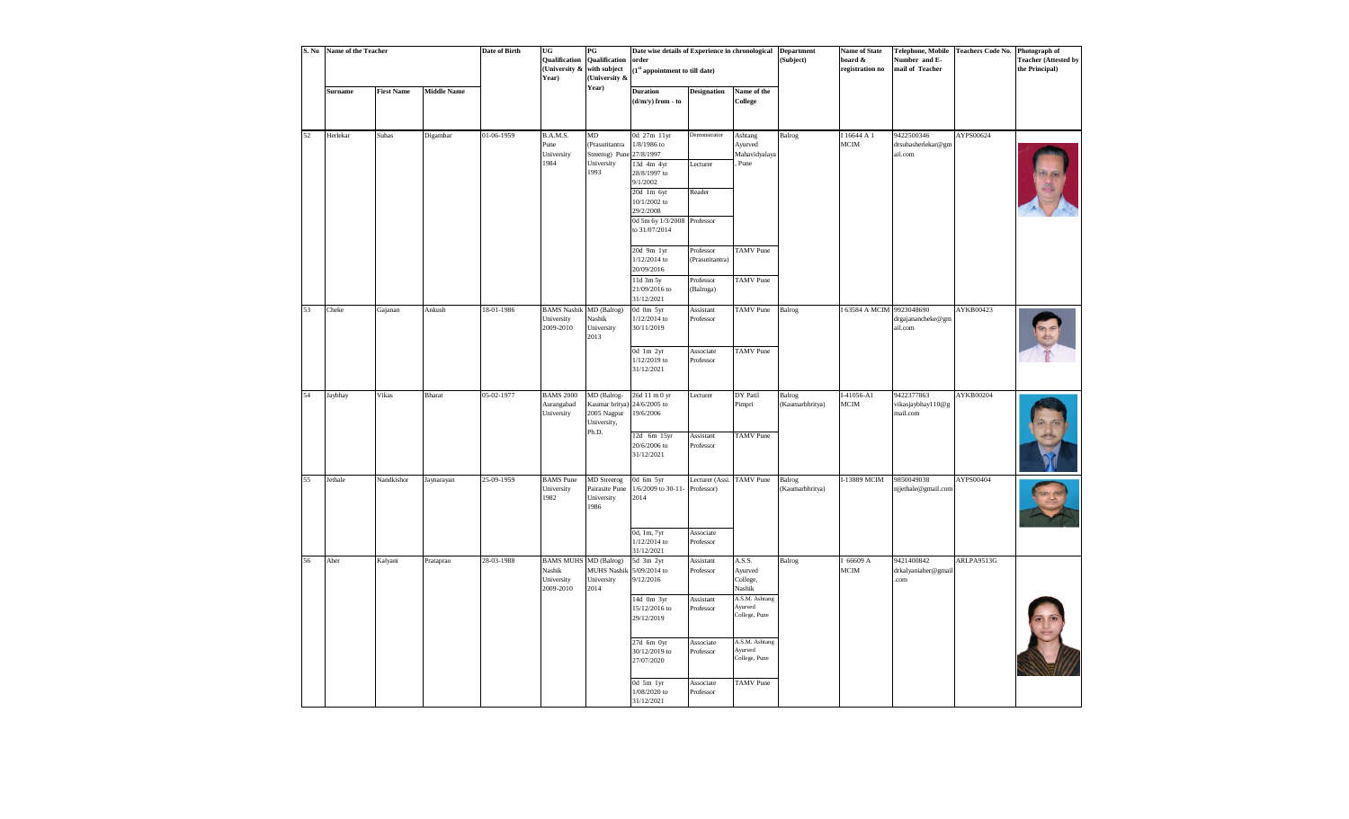| S. No | Name of the Teacher | | | Date of Birth | UG Qualification (University & Year) | PG Qualification with subject (University & Year) | Date wise details of Experience in chronological order (1st appointment to till date) | | | Department (Subject) | Name of State board & registration no | Telephone, Mobile Number and E-mail of Teacher | Teachers Code No. | Photograph of Teacher (Attested by the Principal) |
|---|---|---|---|---|---|---|---|---|---|---|---|---|---|---|
| | Surname | First Name | Middle Name | | | | Duration (d/m/y) from - to | Designation | Name of the College | | | | | |
| 52 | Herlekar | Suhas | Digambar | 01-06-1959 | B.A.M.S. Pune University 1984 | MD (Prasutitantra Streerog) Pune University 1993 | 0d 27m 11yr 1/8/1986 to 27/8/1997 | Demonstrator | Ashtang Ayurved Mahavidyalaya, Pune | Balrog | I 16644 A 1 MCIM | 9422500346 drsuhasherlekar@gmail.com | AYPS00624 | |
| | | | | | | | 13d 4m 4yr 28/8/1997 to 9/1/2002 | Lecturer | | | | | | |
| | | | | | | | 20d 1m 6yr 10/1/2002 to 29/2/2008 | Reader | | | | | | |
| | | | | | | | 0d 5m 6y 1/3/2008 to 31/07/2014 | Professor | | | | | | |
| | | | | | | | 20d 9m 1yr 1/12/2014 to 20/09/2016 | Professor (Prasutitantra) | TAMV Pune | | | | | |
| | | | | | | | 11d 3m 5y 21/09/2016 to 31/12/2021 | Professor (Balroga) | TAMV Pune | | | | | |
| 53 | Cheke | Gajanan | Ankush | 18-01-1986 | BAMS Nashik University 2009-2010 | MD (Balrog) Nashik University 2013 | 0d 0m 5yr 1/12/2014 to 30/11/2019 | Assistant Professor | TAMV Pune | Balrog | I 63584 A MCIM | 9923048690 drgajanancheke@gmail.com | AYKB00423 | |
| | | | | | | | 0d 1m 2yr 1/12/2019 to 31/12/2021 | Associate Professor | TAMV Pune | | | | | |
| 54 | Jaybhay | Vikas | Bharat | 05-02-1977 | BAMS 2000 Aurangabad University | MD (Balrog-Kaumar britya) 2005 Nagpur University, Ph.D. | 26d 11 m 0 yr 24/6/2005 to 19/6/2006 | Lecturer | DY Patil Pimpri | Balrog (Kaumarbhritya) | I-41056-A1 MCIM | 9422377863 vikasjaybhay110@gmail.com | AYKB00204 | |
| | | | | | | | 12d 6m 15yr 20/6/2006 to 31/12/2021 | Assistant Professor | TAMV Pune | | | | | |
| 55 | Jethale | Nandkishor | Jaynarayan | 25-09-1959 | BAMS Pune University 1982 | MD Streerog Pairasite Pune University 1986 | 0d 6m 5yr 1/6/2009 to 30-11-2014 | Lecturer (Assi. Professor) | TAMV Pune | Balrog (Kaumarbhritya) | I-13889 MCIM | 9850049038 njjethale@gmail.com | AYPS00404 | |
| | | | | | | | 0d, 1m, 7yr 1/12/2014 to 31/12/2021 | Associate Professor | | | | | | |
| 56 | Aher | Kalyani | Prataprao | 28-03-1988 | BAMS MUHS Nashik University 2009-2010 | MD (Balrog) MUHS Nashik University 2014 | 5d 3m 2yr 5/09/2014 to 9/12/2016 | Assistant Professor | A.S.S. Ayurved College, Nashik | Balrog | I 66609 A MCIM | 9421400842 drkalyaniaher@gmail.com | ARLPA9513G | |
| | | | | | | | 14d 0m 3yr 15/12/2016 to 29/12/2019 | Assistant Professor | A.S.M. Ashtang Ayurved College, Pune | | | | | |
| | | | | | | | 27d 6m 0yr 30/12/2019 to 27/07/2020 | Associate Professor | A.S.M. Ashtang Ayurved College, Pune | | | | | |
| | | | | | | | 0d 5m 1yr 1/08/2020 to 31/12/2021 | Associate Professor | TAMV Pune | | | | | |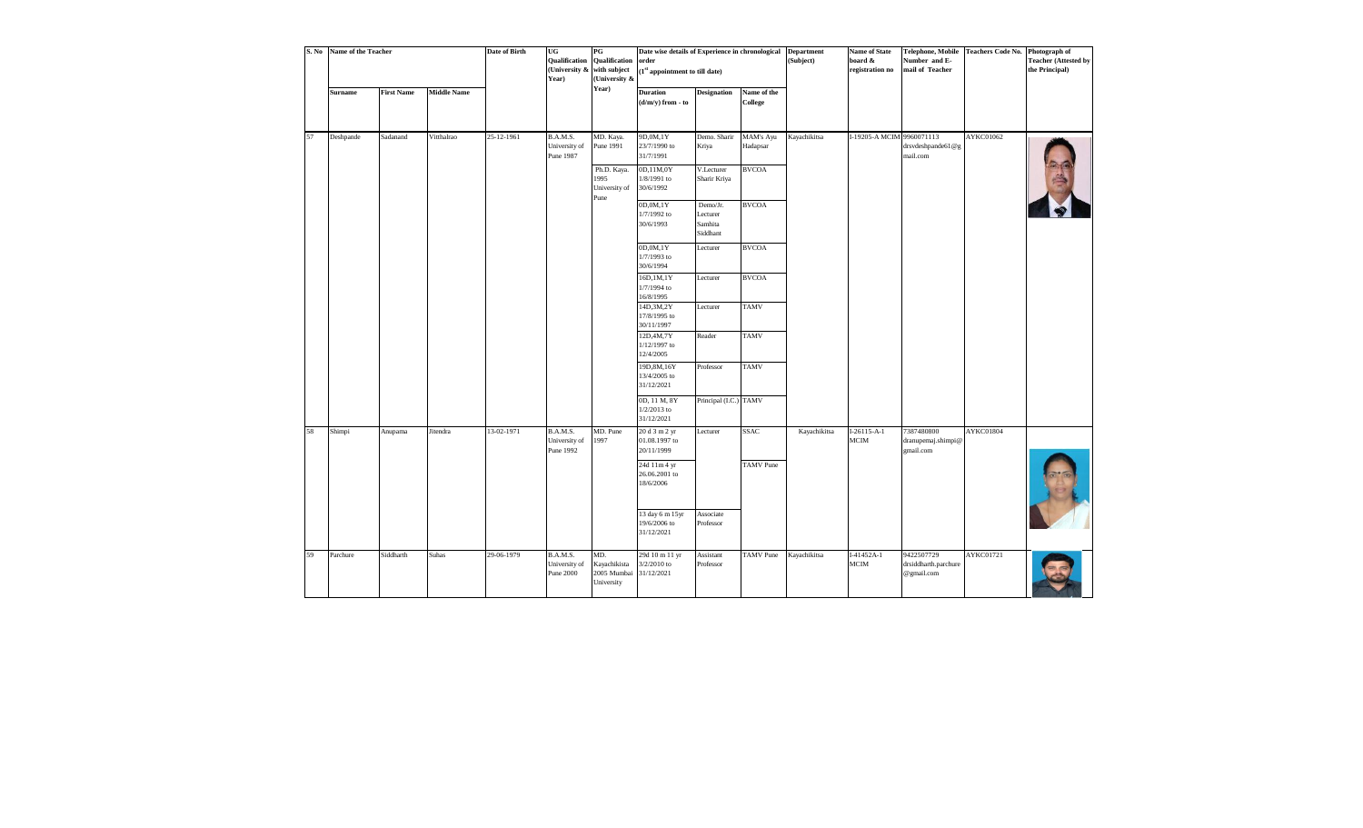| S. No | Name of the Teacher | | | Date of Birth | UG Qualification (University & Year) | PG Qualification with subject (University & Year) | Date wise details of Experience in chronological order (1st appointment to till date) | | | Department (Subject) | Name of State board & registration no | Telephone, Mobile Number and E-mail of Teacher | Teachers Code No. | Photograph of Teacher (Attested by the Principal) |
|---|---|---|---|---|---|---|---|---|---|---|---|---|---|---|
| | Surname | First Name | Middle Name | | | | Duration (d/m/y) from - to | Designation | Name of the College | | | | | |
| 57 | Deshpande | Sadanand | Vitthalrao | 25-12-1961 | B.A.M.S. University of Pune 1987 | MD. Kaya. Pune 1991 | 9D,0M,1Y 23/7/1990 to 31/7/1991 | Demo. Sharir Kriya | MAM's Ayu Hadapsar | Kayachikitsa | I-19205-A MCIM | 9960071113 drsvdeshpande61@gmail.com | AYKC01062 | |
| | | | | | | Ph.D. Kaya. 1995 University of Pune | 0D,11M,0Y 1/8/1991 to 30/6/1992 | V.Lecturer Sharir Kriya | BVCOA | | | | | |
| | | | | | | | 0D,0M,1Y 1/7/1992 to 30/6/1993 | Demo/Jr. Lecturer Samhita Siddhant | BVCOA | | | | | |
| | | | | | | | 0D,0M,1Y 1/7/1993 to 30/6/1994 | Lecturer | BVCOA | | | | | |
| | | | | | | | 16D,1M,1Y 1/7/1994 to 16/8/1995 | Lecturer | BVCOA | | | | | |
| | | | | | | | 14D,3M,2Y 17/8/1995 to 30/11/1997 | Lecturer | TAMV | | | | | |
| | | | | | | | 12D,4M,7Y 1/12/1997 to 12/4/2005 | Reader | TAMV | | | | | |
| | | | | | | | 19D,8M,16Y 13/4/2005 to 31/12/2021 | Professor | TAMV | | | | | |
| | | | | | | | 0D, 11 M, 8Y 1/2/2013 to 31/12/2021 | Principal (I.C.) | TAMV | | | | | |
| 58 | Shimpi | Anupama | Jitendra | 13-02-1971 | B.A.M.S. University of Pune 1992 | MD. Pune 1997 | 20 d 3 m 2 yr 01.08.1997 to 20/11/1999 | Lecturer | SSAC | Kayachikitsa | I-26115-A-1 MCIM | 7387480800 dranupemaj.shimpi@gmail.com | AYKC01804 | |
| | | | | | | | 24d 11m 4 yr 26.06.2001 to 18/6/2006 | | TAMV Pune | | | | | |
| | | | | | | | 13 day 6 m 15yr 19/6/2006 to 31/12/2021 | Associate Professor | | | | | | |
| 59 | Parchure | Siddharth | Suhas | 29-06-1979 | B.A.M.S. University of Pune 2000 | MD. Kayachikitsa 2005 Mumbai University | 29d 10 m 11 yr 3/2/2010 to 31/12/2021 | Assistant Professor | TAMV Pune | Kayachikitsa | I-41452A-1 MCIM | 9422507729 drsiddharth.parchure@gmail.com | AYKC01721 | |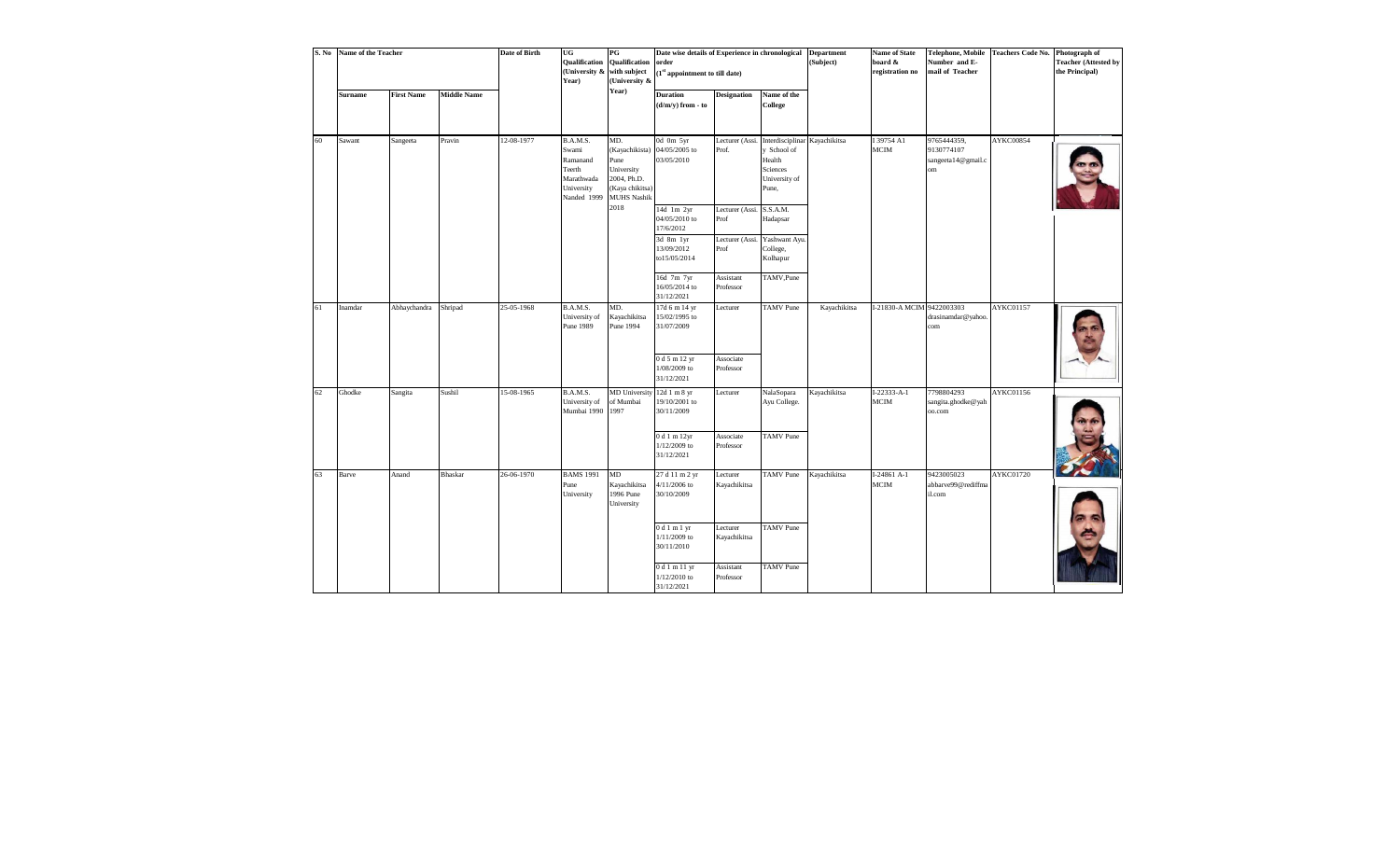| S. No | Name of the Teacher | | | Date of Birth | UG Qualification (University & Year) | PG Qualification with subject (University & Year) | Date wise details of Experience in chronological order (1st appointment to till date) | | | Department (Subject) | Name of State board & registration no | Telephone, Mobile Number and E-mail of Teacher | Teachers Code No. | Photograph of Teacher (Attested by the Principal) |
|---|---|---|---|---|---|---|---|---|---|---|---|---|---|---|
| | Surname | First Name | Middle Name | | | | Duration (d/m/y) from - to | Designation | Name of the College | | | | | |
| 60 | Sawant | Sangeeta | Pravin | 12-08-1977 | B.A.M.S. Swami Ramanand Teerth Marathwada University Nanded 1999 | MD. (Kayachikista) Pune University 2004, Ph.D. (Kaya chikitsa) MUHS Nashik 2018 | 0d 0m 5yr 04/05/2005 to 03/05/2010 | Lecturer (Assi. Prof. | Interdisciplinary School of Health Sciences University of Pune, | Kayachikitsa | I 39754 A1 MCIM | 9765444359, 9130774107 sangeeta14@gmail.com | AYKC00854 | |
| | | | | | | | 14d 1m 2yr 04/05/2010 to 17/6/2012 | Lecturer (Assi. Prof | S.S.A.M. Hadapsar | | | | | |
| | | | | | | | 3d 8m 1yr 13/09/2012 to15/05/2014 | Lecturer (Assi. Prof | Yashwant Ayu. College, Kolhapur | | | | | |
| | | | | | | | 16d 7m 7yr 16/05/2014 to 31/12/2021 | Assistant Professor | TAMV,Pune | | | | | |
| 61 | Inamdar | Abhaychandra | Shripad | 25-05-1968 | B.A.M.S. University of Pune 1989 | MD. Kayachikitsa Pune 1994 | 17d 6 m 14 yr 15/02/1995 to 31/07/2009 | Lecturer | TAMV Pune | Kayachikitsa | I-21830-A MCIM | 9422003303 drasinamdar@yahoo.com | AYKC01157 | |
| | | | | | | | 0 d 5 m 12 yr 1/08/2009 to 31/12/2021 | Associate Professor | | | | | | |
| 62 | Ghodke | Sangita | Sushil | 15-08-1965 | B.A.M.S. University of Mumbai 1990 | MD University of Mumbai 1997 | 12d 1 m 8 yr 19/10/2001 to 30/11/2009 | Lecturer | NalaSopara Ayu College. | Kayachikitsa | I-22333-A-1 MCIM | 7798804293 sangita.ghodke@yahoo.com | AYKC01156 | |
| | | | | | | | 0 d 1 m 12yr 1/12/2009 to 31/12/2021 | Associate Professor | TAMV Pune | | | | | |
| 63 | Barve | Anand | Bhaskar | 26-06-1970 | BAMS 1991 Pune University | MD Kayachikitsa 1996 Pune University | 27 d 11 m 2 yr 4/11/2006 to 30/10/2009 | Lecturer Kayachikitsa | TAMV Pune | Kayachikitsa | I-24861 A-1 MCIM | 9423005023 abbarve99@rediffmail.com | AYKC01720 | |
| | | | | | | | 0 d 1 m 1 yr 1/11/2009 to 30/11/2010 | Lecturer Kayachikitsa | TAMV Pune | | | | | |
| | | | | | | | 0 d 1 m 11 yr 1/12/2010 to 31/12/2021 | Assistant Professor | TAMV Pune | | | | | |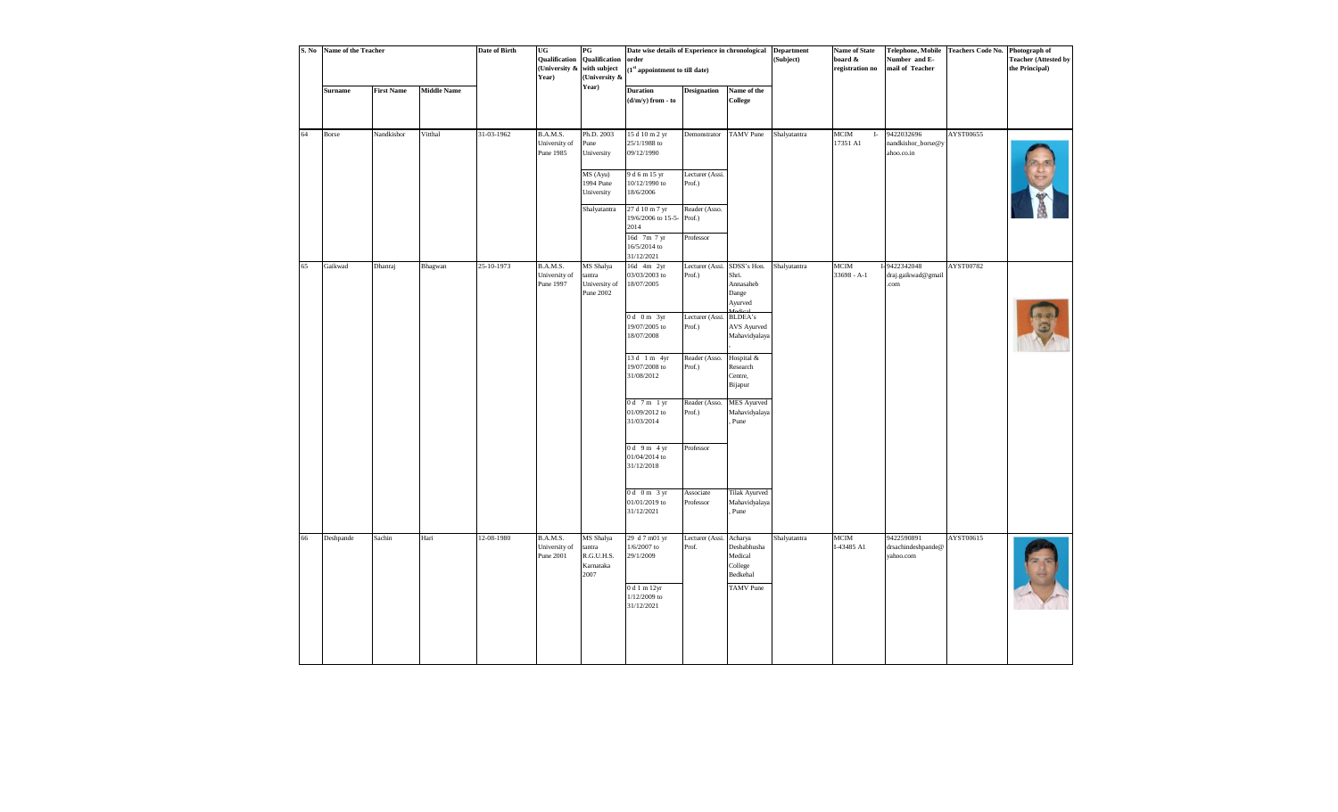| S. No | Name of the Teacher | | | Date of Birth | UG Qualification (University & Year) | PG Qualification with subject (University & Year) | Date wise details of Experience in chronological order (1st appointment to till date) | | | Department (Subject) | Name of State board & registration no | Telephone, Mobile Number and E-mail of Teacher | Teachers Code No. | Photograph of Teacher (Attested by the Principal) |
|---|---|---|---|---|---|---|---|---|---|---|---|---|---|---|
| | Surname | First Name | Middle Name | | | | Duration (d/m/y) from - to | Designation | Name of the College | | | | | |
| 64 | Borse | Nandkishor | Vitthal | 31-03-1962 | B.A.M.S. University of Pune 1985 | Ph.D. 2003 Pune University | 15 d 10 m 2 yr 25/1/1988 to 09/12/1990 | Demonstrator | TAMV Pune | Shalyatantra | MCIM I-17351 A1 | 9422032696 nandkishor_borse@yahoo.co.in | AYST00655 | |
| | | | | | | MS (Ayu) 1994 Pune University | 9 d 6 m 15 yr 10/12/1990 to 18/6/2006 | Lecturer (Assi. Prof.) | | | | | | |
| | | | | | | Shalyatantra | 27 d 10 m 7 yr 19/6/2006 to 15-5-2014 | Reader (Asso. Prof.) | | | | | | |
| | | | | | | | 16d 7m 7 yr 16/5/2014 to 31/12/2021 | Professor | | | | | | |
| 65 | Gaikwad | Dhanraj | Bhagwan | 25-10-1973 | B.A.M.S. University of Pune 1997 | MS Shalya tantra University of Pune 2002 | 16d 4m 2yr 03/03/2003 to 18/07/2005 | Lecturer (Assi. Prof.) | SDSS's Hon. Shri. Annasaheb Dange Ayurved Medical | Shalyatantra | MCIM 33698 - A-1 | I-9422342048 draj.gaikwad@gmail.com | AYST00782 | |
| | | | | | | | 0 d 0 m 3yr 19/07/2005 to 18/07/2008 | Lecturer (Assi. Prof.) | BLDEA's AVS Ayurved Mahavidyalaya | | | | | |
| | | | | | | | 13 d 1 m 4yr 19/07/2008 to 31/08/2012 | Reader (Asso. Prof.) | Hospital & Research Centre, Bijapur | | | | | |
| | | | | | | | 0 d 7 m 1 yr 01/09/2012 to 31/03/2014 | Reader (Asso. Prof.) | MES Ayurved Mahavidyalaya, Pune | | | | | |
| | | | | | | | 0 d 9 m 4 yr 01/04/2014 to 31/12/2018 | Professor | | | | | | |
| | | | | | | | 0 d 0 m 3 yr 01/01/2019 to 31/12/2021 | Associate Professor | Tilak Ayurved Mahavidyalaya, Pune | | | | | |
| 66 | Deshpande | Sachin | Hari | 12-08-1980 | B.A.M.S. University of Pune 2001 | MS Shalya tantra R.G.U.H.S. Karnataka 2007 | 29 d 7 m01 yr 1/6/2007 to 29/1/2009 | Lecturer (Assi. Prof. | Acharya Deshabhusha Medical College Bedkehal | Shalyatantra | MCIM I-43485 A1 | 9422590891 drsachindeshpande@yahoo.com | AYST00615 | |
| | | | | | | | 0 d 1 m 12yr 1/12/2009 to 31/12/2021 | | TAMV Pune | | | | | |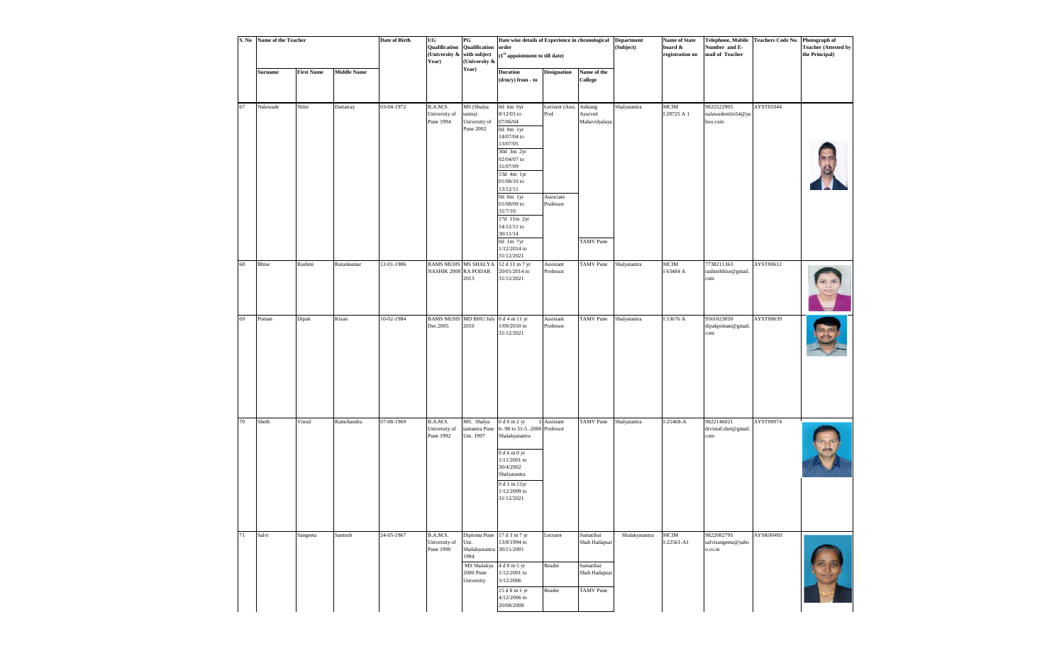| S. No | Name of the Teacher | | | Date of Birth | UG Qualification (University & Year) | PG Qualification with subject (University & Year) | Date wise details of Experience in chronological order (1st appointment to till date) | | | Department (Subject) | Name of State board & registration no | Telephone, Mobile Number and E-mail of Teacher | Teachers Code No. | Photograph of Teacher (Attested by the Principal) |
|---|---|---|---|---|---|---|---|---|---|---|---|---|---|---|
| | Surname | First Name | Middle Name | | | | Duration (d/m/y) from - to | Designation | Name of the College | | | | | |
| 67 | Nalawade | Nitin | Dattatray | 03-04-1972 | B.A.M.S. University of Pune 1994 | MS (Shalya tantra) University of Pune 2002 | 0d 6m 0yr 8/12/03 to 07/06/04; 0d 0m 1yr 14/07/04 to 13/07/05; 30d 3m 2yr 02/04/07 to 31/07/09; 13d 4m 1yr 01/08/10 to 13/12/11 | Lecturer (Assi. Prof. | Ashtang Ayurved Mahavidyalaya | Shalyatantra | MCIM I 28725 A 1 | 9822522905 nalawadenitin54@yahoo.com | AYST01044 | |
| | | | | | | | 0d 0m 1yr 01/08/09 to 31/7/10; 17d 11m 2yr 14/12/11 to 30/11/14 | Associate Professor | | | | | | |
| | | | | | | | 0d 1m 7yr 1/12/2014 to 31/12/2021 | | TAMV Pune | | | | | |
| 68 | Bhise | Rashmi | Ratankumar | 12-01-1986 | BAMS MUHS NASHIK 2008 | MS SHALYA RA PODAR 2013 | 12 d 11 m 7 yr 20/01/2014 to 31/12/2021 | Assistant Professor | TAMV Pune | Shalyatantra | MCIM I 63484 A | 7738211363 rashmibhise@gmail.com | AYST00612 | |
| 69 | Poman | Dipak | Kisan | 10-02-1984 | BAMS MUHS Dec.2005 | MD BHU July 2010 | 0 d 4 m 11 yr 1/09/2010 to 31/12/2021 | Assistant Professor | TAMV Pune | Shalyatantra | I 53676 A | 9561023050 dipakpoman@gmail.com | AYST00639 | |
| 70 | Sheth | Vinod | Ramchandra | 07-08-1969 | B.A.M.S. University of Pune 1992 | MS. Shalya tantantra Pune Uni. 1997 | 0 d 0 m 2 yr 1-6- 98 to 31-5 -2000 Shalakyatantra; 0 d 6 m 0 yr 1/11/2001 to 30/4/2002 Shalyatantra; 0 d 1 m 12yr 1/12/2009 to 31/12/2021 | Assistant Professor | TAMV Pune | Shalyatantra | I-25468-A | 9822146021 drvinod.shet@gmail.com | AYST00974 | |
| 71 | Salvi | Sangeeta | Santosh | 24-05-1967 | B.A.M.S. University of Pune 1990 | Diploma Pune Uni. Shalakyatantra 1994 | 17 d 3 m 7 yr 13/8/1994 to 30/11/2001 | Lecturer | Sumatibai Shah Hadapsar | Shalakyatantra | MCIM I-22561-A1 | 9822082795 salvisangeeta@yahoo.co.in | AYSK00493 | |
| | | | | | | MS Shalakya 2000 Pune University | 4 d 0 m 5 yr 1/12/2001 to 3/12/2006 | Reader | Sumatibai Shah Hadapsar | | | | | |
| | | | | | | | 15 d 8 m 1 yr 4/12/2006 to 20/08/2008 | Reader | TAMV Pune | | | | | |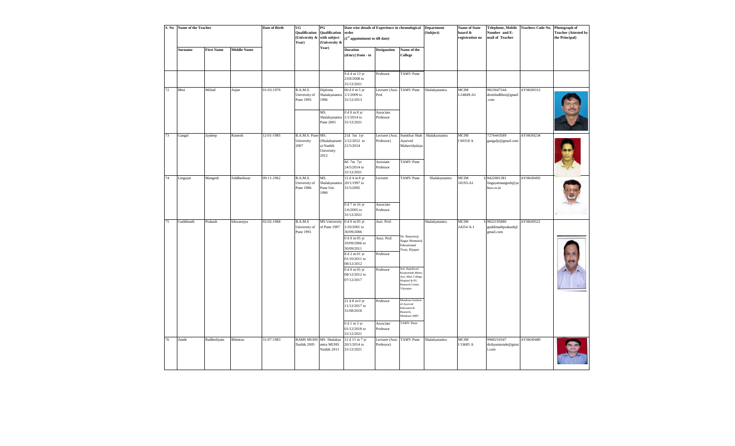| S. No | Name of the Teacher | | | Date of Birth | UG Qualification (University & Year) | PG Qualification with subject (University & Year) | Date wise details of Experience in chronological order (1st appointment to till date) | | | Department (Subject) | Name of State board & registration no | Telephone, Mobile Number and E-mail of Teacher | Teachers Code No. | Photograph of Teacher (Attested by the Principal) |
|---|---|---|---|---|---|---|---|---|---|---|---|---|---|---|
| | Surname | First Name | Middle Name | | | | Duration (d/m/y) from - to | Designation | Name of the College | | | | | |
| | | | | | | | 9 d 4 m 13 yr 23/8/2008 to 31/12/2021 | Professor | TAMV Pune | | | | | |
| 72 | Bhoi | Milind | Arjun | 01-03-1970 | B.A.M.S. University of Pune 1995 | Diploma Shalakyatantra 1996 | 00 d 0 m 5 yr 1/1/2009 to 31/12/2013 | Lecturer (Assi. Prof. | TAMV Pune | Shalakyatantra | MCIM I-24849-A1 | 9823047544 drmilindbhoi@gmail.com | AYSK00312 | |
| | | | | | | MS. Shalakyatantra Pune 2001 | 0 d 0 m 8 yr 1/1/2014 to 31/12/2021 | Associate Professor | | | | | | |
| 73 | Gangal | Jaydeep | Ramesh | 12-01-1985 | B.A.M.S. Pune University 2007 | MS. (Shalakyatantra) Nashik University 2012 | 21d 5m 1yr 1/12/2012 to 21/5/2014 | Lecturer (Assi. Professor) | Sumtibai Shah Ayurved Mahavidyalaya | Shalakyatantra | MCIM I 60318 A | 7276443589 gangaljr@gmail.com | AYSK00234 | |
| | | | | | | | 8d 7m 7yr 24/5/2014 to 31/12/2021 | Assistant Professor | TAMV Pune | | | | | |
| 74 | Lingayat | Mangesh | Siddheshwar | 09-11-1962 | B.A.M.S. University of Pune 1986 | MS. Shalakyatantra Pune Uni. 1990 | 12 d 4 m 8 yr 20/1/1997 to 31/5/2005 | Lecturer | TAMV Pune | Shalakyatantra | MCIM 18193-A1 | I-9422081381 lingayatmangesh@yahoo.co.in | AYSK00492 | |
| | | | | | | | 0 d 7 m 16 yr 1/6/2005 to 31/12/2021 | Associate Professor | | | | | | |
| 75 | Guddimath | Prakash | Ishwarayya | 02-02-1968 | B.A.M.S University of Pune 1991 | MS University of Pune 1997 | 0 d 0 m 05 yr 1/10/2001 to 30/09/2006 | Assi. Prof. | Dr. Basavaraj Nagur Memorial Educational Trust, Bijapur | Shalakyatantra | MCIM 24254 A-1 | I-9822195880 guddimathprakash@gmail.com | AYSK00521 | |
| | | | | | | | 0 d 0 m 05 yr 10/09/2006 to 30/09/2011 | Asso. Prof. | | | | | | |
| | | | | | | | 8 d 2 m 01 yr 01/10/2011 to 08/12/2012 | Professor | | | | | | |
| | | | | | | | 0 d 0 m 05 yr 08/12/2012 to 07/12/2017 | Professor | Smt. Rajeshwari Karpurmath Mem. Ayu. Med. College, Hospital & PG Research Centre, Vijayapur | | | | | |
| | | | | | | | 21 d 8 m 0 yr 11/12/2017 to 31/08/2018 | Professor | Mandsaur Institute of Ayurved Education & Research, Mandsaur (MP) | | | | | |
| | | | | | | | 0 d 1 m 3 yr 01/12/2018 to 31/12/2021 | Associate Professor | TAMV Pune | | | | | |
| 76 | Zende | Radheshyam | Bhimrao | 31-07-1983 | BAMS MUHS Nashik 2005 | MS Shalakyanetra MUHS Nashik 2011 | 12 d 11 m 7 yr 20/1/2014 to 31/12/2021 | Lecturer (Assi. Professor) | TAMV Pune | Shalakyatantra | MCIM I 53685 A | 9960210347 drshyamzende@gmail.com | AYSK00480 | |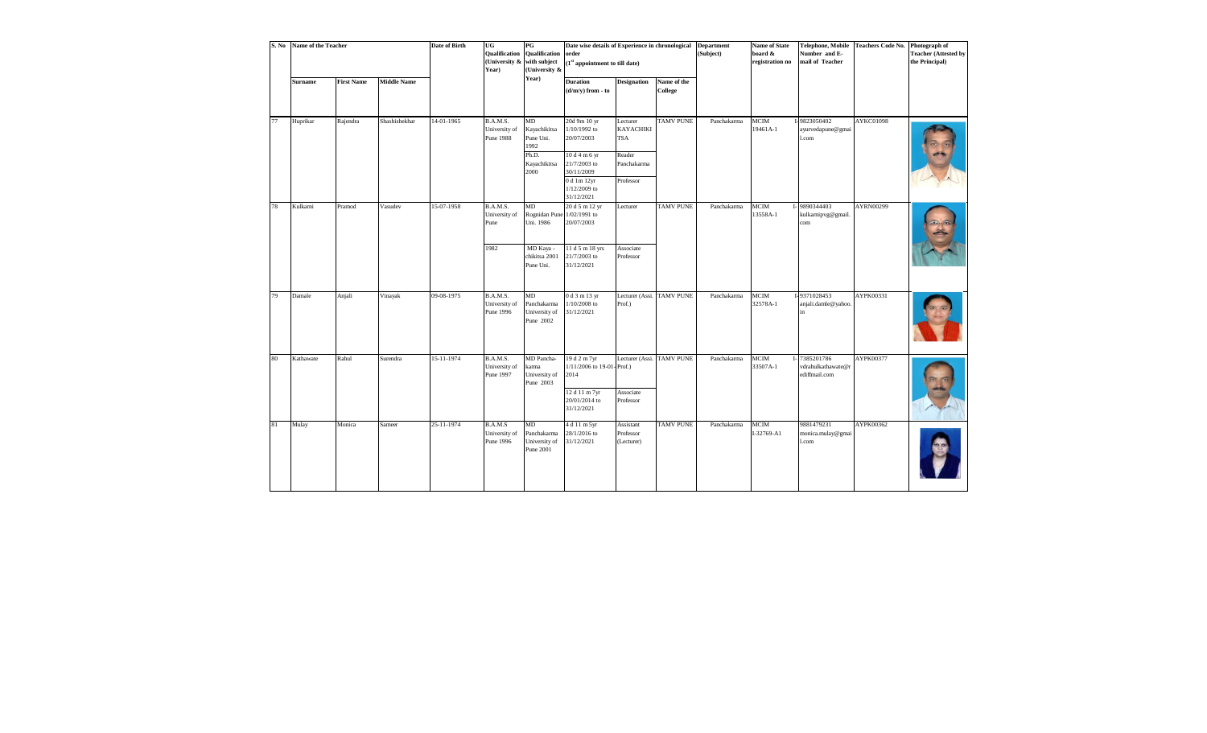| S. No | Name of the Teacher | | | Date of Birth | UG Qualification (University & Year) | PG Qualification with subject (University & Year) | Date wise details of Experience in chronological order (1st appointment to till date) | | | Department (Subject) | Name of State board & registration no | Telephone, Mobile Number and E-mail of Teacher | Teachers Code No. | Photograph of Teacher (Attested by the Principal) |
|---|---|---|---|---|---|---|---|---|---|---|---|---|---|---|
| | Surname | First Name | Middle Name | | | | Duration (d/m/y) from - to | Designation | Name of the College | | | | | |
| 77 | Huprikar | Rajendra | Shashishekhar | 14-01-1965 | B.A.M.S. University of Pune 1988 | MD Kayachikitsa Pune Uni. 1992 | 20d 9m 10 yr 1/10/1992 to 20/07/2003 | Lecturer KAYACHIKI TSA | TAMV PUNE | Panchakarma | MCIM I-19461A-1 | 9823050402 ayurvedapune@gmail.com | AYKC01098 | |
| | | | | | | Ph.D. Kayachikitsa 2000 | 10 d 4 m 6 yr 21/7/2003 to 30/11/2009 | Reader Panchakarma | | | | | | |
| | | | | | | | 0 d 1m 12yr 1/12/2009 to 31/12/2021 | Professor | | | | | | |
| 78 | Kulkarni | Pramod | Vasudev | 15-07-1958 | B.A.M.S. University of Pune | MD Rognidan Pune Uni. 1986 | 20 d 5 m 12 yr 1/02/1991 to 20/07/2003 | Lecturer | TAMV PUNE | Panchakarma | MCIM I-13558A-1 | 9890344403 kulkarnipvg@gmail.com | AYRN00299 | |
| | | | | | 1982 | MD Kaya - chikitsa 2001 Pune Uni. | 11 d 5 m 18 yrs 21/7/2003 to 31/12/2021 | Associate Professor | | | | | | |
| 79 | Damale | Anjali | Vinayak | 09-08-1975 | B.A.M.S. University of Pune 1996 | MD Panchakarma University of Pune 2002 | 0 d 3 m 13 yr 1/10/2008 to 31/12/2021 | Lecturer (Assi. Prof.) | TAMV PUNE | Panchakarma | MCIM I-32578A-1 | 9371028453 anjali.damle@yahoo.in | AYPK00331 | |
| 80 | Kathawate | Rahul | Surendra | 15-11-1974 | B.A.M.S. University of Pune 1997 | MD Pancha-karma University of Pune 2003 | 19 d 2 m 7yr 1/11/2006 to 19-01-2014 | Lecturer (Assi. Prof.) | TAMV PUNE | Panchakarma | MCIM I-33507A-1 | 7385201786 vdrahulkathawate@rediffmail.com | AYPK00377 | |
| | | | | | | | 12 d 11 m 7yr 20/01/2014 to 31/12/2021 | Associate Professor | | | | | | |
| 81 | Mulay | Monica | Sameer | 25-11-1974 | B.A.M.S University of Pune 1996 | MD Panchakarma University of Pune 2001 | 4 d 11 m 5yr 28/1/2016 to 31/12/2021 | Assistant Professor (Lecturer) | TAMV PUNE | Panchakarma | MCIM I-32769-A1 | 9881479231 monica.mulay@gmail.com | AYPK00362 | |